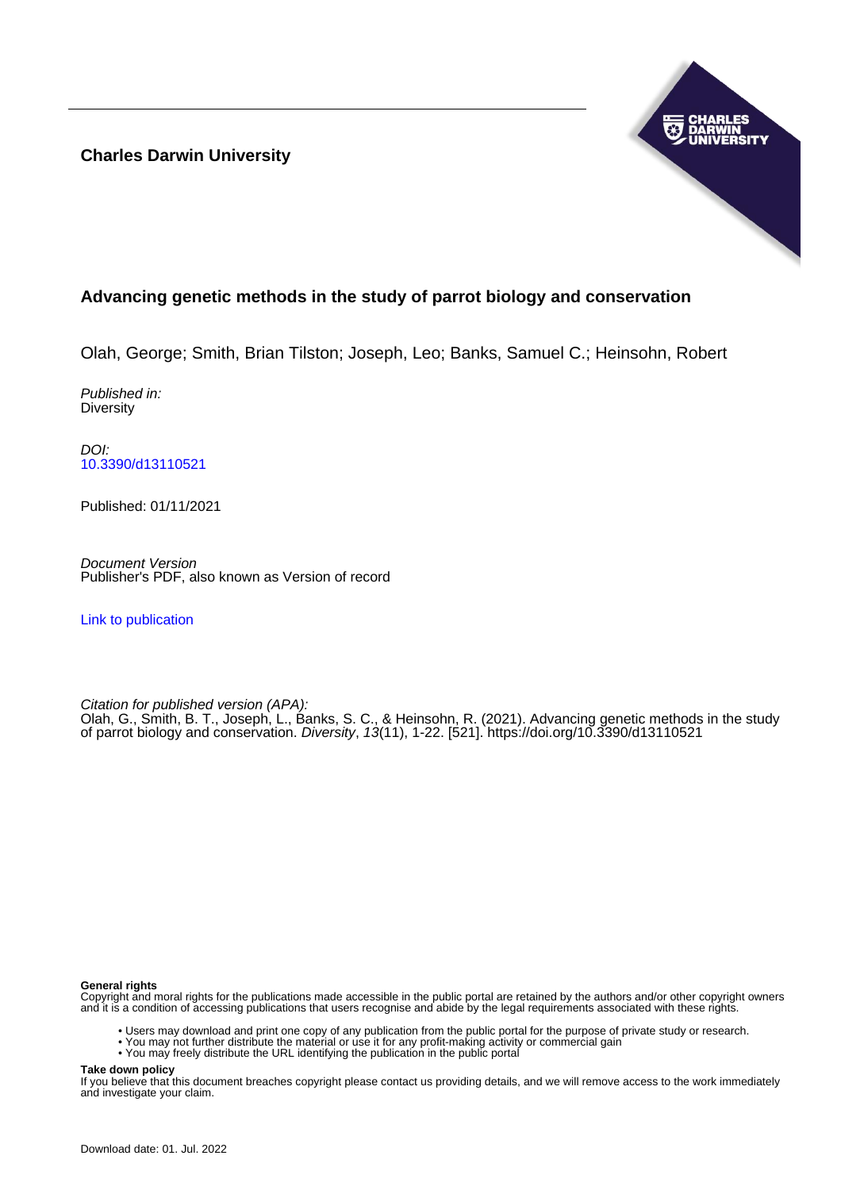**Charles Darwin University**

# Advancing genetic methods in the study of parrot biology and conservation

Olah, George; Smith, Brian Tilston; Joseph, Leo; Banks, Samuel C.; Heinsohn, Robert

*Published in:*
Diversity

*DOI:*
10.3390/d13110521

Published: 01/11/2021

*Document Version*
Publisher's PDF, also known as Version of record

Link to publication

*Citation for published version (APA):*
Olah, G., Smith, B. T., Joseph, L., Banks, S. C., & Heinsohn, R. (2021). Advancing genetic methods in the study of parrot biology and conservation. *Diversity*, *13*(11), 1-22. [521]. https://doi.org/10.3390/d13110521

**General rights**
Copyright and moral rights for the publications made accessible in the public portal are retained by the authors and/or other copyright owners and it is a condition of accessing publications that users recognise and abide by the legal requirements associated with these rights.

- Users may download and print one copy of any publication from the public portal for the purpose of private study or research.
- You may not further distribute the material or use it for any profit-making activity or commercial gain
- You may freely distribute the URL identifying the publication in the public portal

**Take down policy**
If you believe that this document breaches copyright please contact us providing details, and we will remove access to the work immediately and investigate your claim.

Download date: 01. Jul. 2022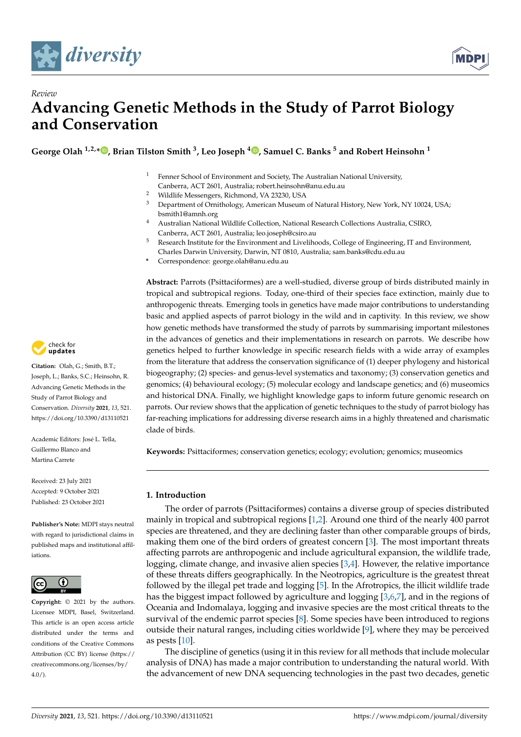Review

# Advancing Genetic Methods in the Study of Parrot Biology and Conservation

**George Olah** [1,2,*], **Brian Tilston Smith** [3], **Leo Joseph** [4], **Samuel C. Banks** [5] and **Robert Heinsohn** [1]

[1] Fenner School of Environment and Society, The Australian National University, Canberra, ACT 2601, Australia; robert.heinsohn@anu.edu.au
[2] Wildlife Messengers, Richmond, VA 23230, USA
[3] Department of Ornithology, American Museum of Natural History, New York, NY 10024, USA; bsmith1@amnh.org
[4] Australian National Wildlife Collection, National Research Collections Australia, CSIRO, Canberra, ACT 2601, Australia; leo.joseph@csiro.au
[5] Research Institute for the Environment and Livelihoods, College of Engineering, IT and Environment, Charles Darwin University, Darwin, NT 0810, Australia; sam.banks@cdu.edu.au
* Correspondence: george.olah@anu.edu.au

**Citation:** Olah, G.; Smith, B.T.; Joseph, L.; Banks, S.C.; Heinsohn, R. Advancing Genetic Methods in the Study of Parrot Biology and Conservation. *Diversity* **2021**, *13*, 521. https://doi.org/10.3390/d13110521

Academic Editors: José L. Tella, Guillermo Blanco and Martina Carrete

Received: 23 July 2021
Accepted: 9 October 2021
Published: 23 October 2021

**Publisher's Note:** MDPI stays neutral with regard to jurisdictional claims in published maps and institutional affiliations.

**Copyright:** © 2021 by the authors. Licensee MDPI, Basel, Switzerland. This article is an open access article distributed under the terms and conditions of the Creative Commons Attribution (CC BY) license (https://creativecommons.org/licenses/by/4.0/).

**Abstract:** Parrots (Psittaciformes) are a well-studied, diverse group of birds distributed mainly in tropical and subtropical regions. Today, one-third of their species face extinction, mainly due to anthropogenic threats. Emerging tools in genetics have made major contributions to understanding basic and applied aspects of parrot biology in the wild and in captivity. In this review, we show how genetic methods have transformed the study of parrots by summarising important milestones in the advances of genetics and their implementations in research on parrots. We describe how genetics helped to further knowledge in specific research fields with a wide array of examples from the literature that address the conservation significance of (1) deeper phylogeny and historical biogeography; (2) species- and genus-level systematics and taxonomy; (3) conservation genetics and genomics; (4) behavioural ecology; (5) molecular ecology and landscape genetics; and (6) museomics and historical DNA. Finally, we highlight knowledge gaps to inform future genomic research on parrots. Our review shows that the application of genetic techniques to the study of parrot biology has far-reaching implications for addressing diverse research aims in a highly threatened and charismatic clade of birds.

**Keywords:** Psittaciformes; conservation genetics; ecology; evolution; genomics; museomics

## 1. Introduction

The order of parrots (Psittaciformes) contains a diverse group of species distributed mainly in tropical and subtropical regions [1,2]. Around one third of the nearly 400 parrot species are threatened, and they are declining faster than other comparable groups of birds, making them one of the bird orders of greatest concern [3]. The most important threats affecting parrots are anthropogenic and include agricultural expansion, the wildlife trade, logging, climate change, and invasive alien species [3,4]. However, the relative importance of these threats differs geographically. In the Neotropics, agriculture is the greatest threat followed by the illegal pet trade and logging [5]. In the Afrotropics, the illicit wildlife trade has the biggest impact followed by agriculture and logging [3,6,7], and in the regions of Oceania and Indomalaya, logging and invasive species are the most critical threats to the survival of the endemic parrot species [8]. Some species have been introduced to regions outside their natural ranges, including cities worldwide [9], where they may be perceived as pests [10].

The discipline of genetics (using it in this review for all methods that include molecular analysis of DNA) has made a major contribution to understanding the natural world. With the advancement of new DNA sequencing technologies in the past two decades, genetic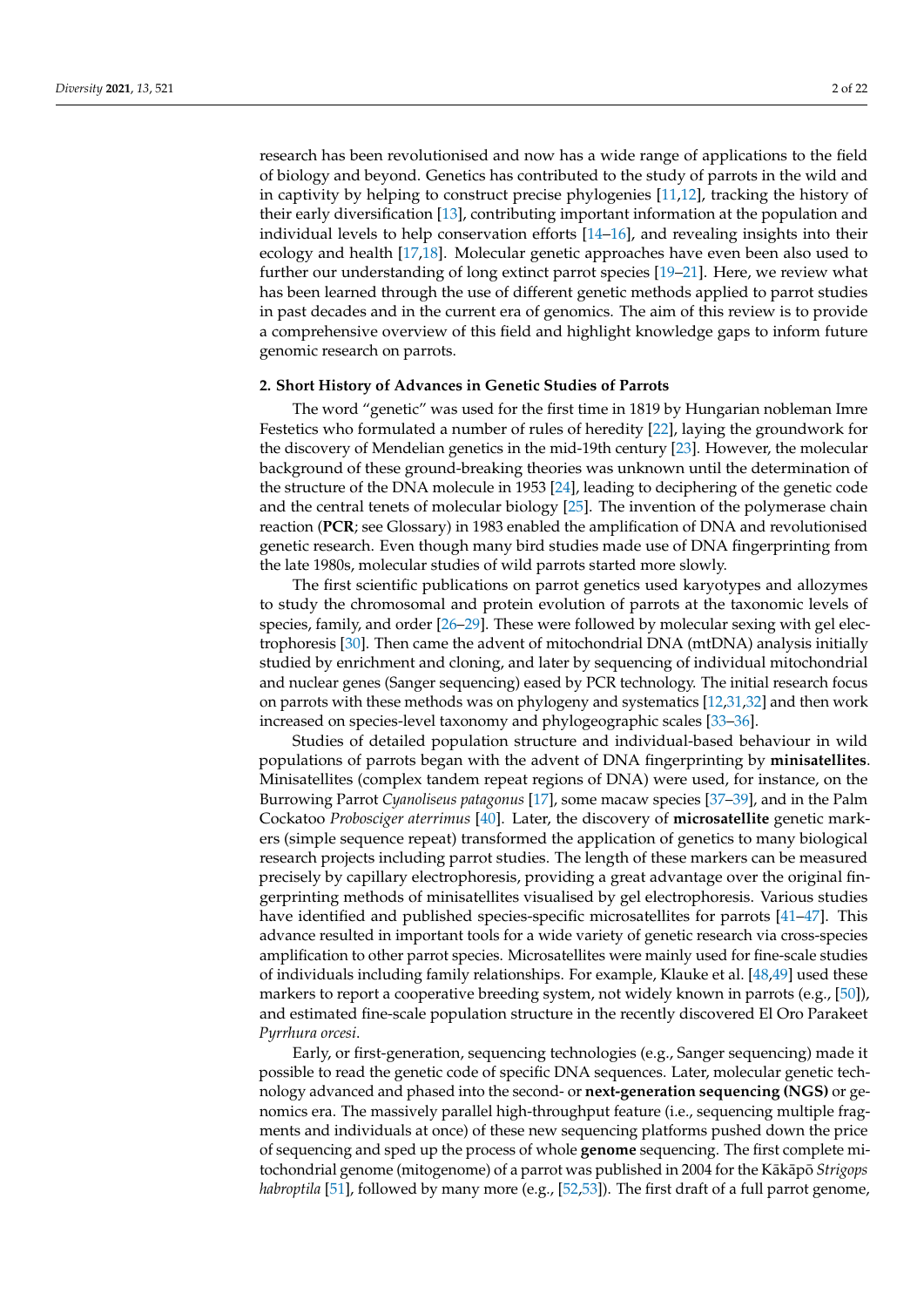research has been revolutionised and now has a wide range of applications to the field of biology and beyond. Genetics has contributed to the study of parrots in the wild and in captivity by helping to construct precise phylogenies [11,12], tracking the history of their early diversification [13], contributing important information at the population and individual levels to help conservation efforts [14–16], and revealing insights into their ecology and health [17,18]. Molecular genetic approaches have even been also used to further our understanding of long extinct parrot species [19–21]. Here, we review what has been learned through the use of different genetic methods applied to parrot studies in past decades and in the current era of genomics. The aim of this review is to provide a comprehensive overview of this field and highlight knowledge gaps to inform future genomic research on parrots.

## 2. Short History of Advances in Genetic Studies of Parrots

The word "genetic" was used for the first time in 1819 by Hungarian nobleman Imre Festetics who formulated a number of rules of heredity [22], laying the groundwork for the discovery of Mendelian genetics in the mid-19th century [23]. However, the molecular background of these ground-breaking theories was unknown until the determination of the structure of the DNA molecule in 1953 [24], leading to deciphering of the genetic code and the central tenets of molecular biology [25]. The invention of the polymerase chain reaction (**PCR**; see Glossary) in 1983 enabled the amplification of DNA and revolutionised genetic research. Even though many bird studies made use of DNA fingerprinting from the late 1980s, molecular studies of wild parrots started more slowly.

The first scientific publications on parrot genetics used karyotypes and allozymes to study the chromosomal and protein evolution of parrots at the taxonomic levels of species, family, and order [26–29]. These were followed by molecular sexing with gel electrophoresis [30]. Then came the advent of mitochondrial DNA (mtDNA) analysis initially studied by enrichment and cloning, and later by sequencing of individual mitochondrial and nuclear genes (Sanger sequencing) eased by PCR technology. The initial research focus on parrots with these methods was on phylogeny and systematics [12,31,32] and then work increased on species-level taxonomy and phylogeographic scales [33–36].

Studies of detailed population structure and individual-based behaviour in wild populations of parrots began with the advent of DNA fingerprinting by **minisatellites**. Minisatellites (complex tandem repeat regions of DNA) were used, for instance, on the Burrowing Parrot *Cyanoliseus patagonus* [17], some macaw species [37–39], and in the Palm Cockatoo *Probosciger aterrimus* [40]. Later, the discovery of **microsatellite** genetic markers (simple sequence repeat) transformed the application of genetics to many biological research projects including parrot studies. The length of these markers can be measured precisely by capillary electrophoresis, providing a great advantage over the original fingerprinting methods of minisatellites visualised by gel electrophoresis. Various studies have identified and published species-specific microsatellites for parrots [41–47]. This advance resulted in important tools for a wide variety of genetic research via cross-species amplification to other parrot species. Microsatellites were mainly used for fine-scale studies of individuals including family relationships. For example, Klauke et al. [48,49] used these markers to report a cooperative breeding system, not widely known in parrots (e.g., [50]), and estimated fine-scale population structure in the recently discovered El Oro Parakeet *Pyrrhura orcesi*.

Early, or first-generation, sequencing technologies (e.g., Sanger sequencing) made it possible to read the genetic code of specific DNA sequences. Later, molecular genetic technology advanced and phased into the second- or **next-generation sequencing (NGS)** or genomics era. The massively parallel high-throughput feature (i.e., sequencing multiple fragments and individuals at once) of these new sequencing platforms pushed down the price of sequencing and sped up the process of whole **genome** sequencing. The first complete mitochondrial genome (mitogenome) of a parrot was published in 2004 for the Kākāpō *Strigops habroptila* [51], followed by many more (e.g., [52,53]). The first draft of a full parrot genome,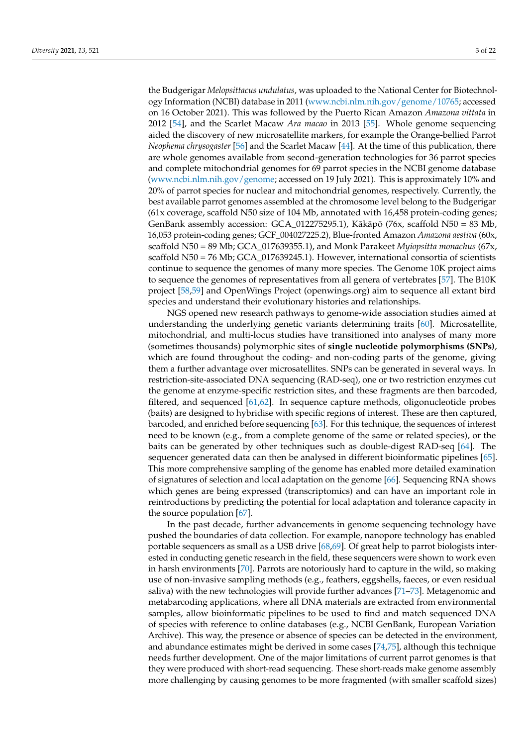the Budgerigar *Melopsittacus undulatus*, was uploaded to the National Center for Biotechnology Information (NCBI) database in 2011 (www.ncbi.nlm.nih.gov/genome/10765; accessed on 16 October 2021). This was followed by the Puerto Rican Amazon *Amazona vittata* in 2012 [54], and the Scarlet Macaw *Ara macao* in 2013 [55]. Whole genome sequencing aided the discovery of new microsatellite markers, for example the Orange-bellied Parrot *Neophema chrysogaster* [56] and the Scarlet Macaw [44]. At the time of this publication, there are whole genomes available from second-generation technologies for 36 parrot species and complete mitochondrial genomes for 69 parrot species in the NCBI genome database (www.ncbi.nlm.nih.gov/genome; accessed on 19 July 2021). This is approximately 10% and 20% of parrot species for nuclear and mitochondrial genomes, respectively. Currently, the best available parrot genomes assembled at the chromosome level belong to the Budgerigar (61x coverage, scaffold N50 size of 104 Mb, annotated with 16,458 protein-coding genes; GenBank assembly accession: GCA_012275295.1), Kākāpō (76x, scaffold N50 = 83 Mb, 16,053 protein-coding genes; GCF_004027225.2), Blue-fronted Amazon *Amazona aestiva* (60x, scaffold N50 = 89 Mb; GCA_017639355.1), and Monk Parakeet *Myiopsitta monachus* (67x, scaffold N50 = 76 Mb; GCA_017639245.1). However, international consortia of scientists continue to sequence the genomes of many more species. The Genome 10K project aims to sequence the genomes of representatives from all genera of vertebrates [57]. The B10K project [58,59] and OpenWings Project (openwings.org) aim to sequence all extant bird species and understand their evolutionary histories and relationships.

NGS opened new research pathways to genome-wide association studies aimed at understanding the underlying genetic variants determining traits [60]. Microsatellite, mitochondrial, and multi-locus studies have transitioned into analyses of many more (sometimes thousands) polymorphic sites of **single nucleotide polymorphisms (SNPs)**, which are found throughout the coding- and non-coding parts of the genome, giving them a further advantage over microsatellites. SNPs can be generated in several ways. In restriction-site-associated DNA sequencing (RAD-seq), one or two restriction enzymes cut the genome at enzyme-specific restriction sites, and these fragments are then barcoded, filtered, and sequenced [61,62]. In sequence capture methods, oligonucleotide probes (baits) are designed to hybridise with specific regions of interest. These are then captured, barcoded, and enriched before sequencing [63]. For this technique, the sequences of interest need to be known (e.g., from a complete genome of the same or related species), or the baits can be generated by other techniques such as double-digest RAD-seq [64]. The sequencer generated data can then be analysed in different bioinformatic pipelines [65]. This more comprehensive sampling of the genome has enabled more detailed examination of signatures of selection and local adaptation on the genome [66]. Sequencing RNA shows which genes are being expressed (transcriptomics) and can have an important role in reintroductions by predicting the potential for local adaptation and tolerance capacity in the source population [67].

In the past decade, further advancements in genome sequencing technology have pushed the boundaries of data collection. For example, nanopore technology has enabled portable sequencers as small as a USB drive [68,69]. Of great help to parrot biologists interested in conducting genetic research in the field, these sequencers were shown to work even in harsh environments [70]. Parrots are notoriously hard to capture in the wild, so making use of non-invasive sampling methods (e.g., feathers, eggshells, faeces, or even residual saliva) with the new technologies will provide further advances [71–73]. Metagenomic and metabarcoding applications, where all DNA materials are extracted from environmental samples, allow bioinformatic pipelines to be used to find and match sequenced DNA of species with reference to online databases (e.g., NCBI GenBank, European Variation Archive). This way, the presence or absence of species can be detected in the environment, and abundance estimates might be derived in some cases [74,75], although this technique needs further development. One of the major limitations of current parrot genomes is that they were produced with short-read sequencing. These short-reads make genome assembly more challenging by causing genomes to be more fragmented (with smaller scaffold sizes)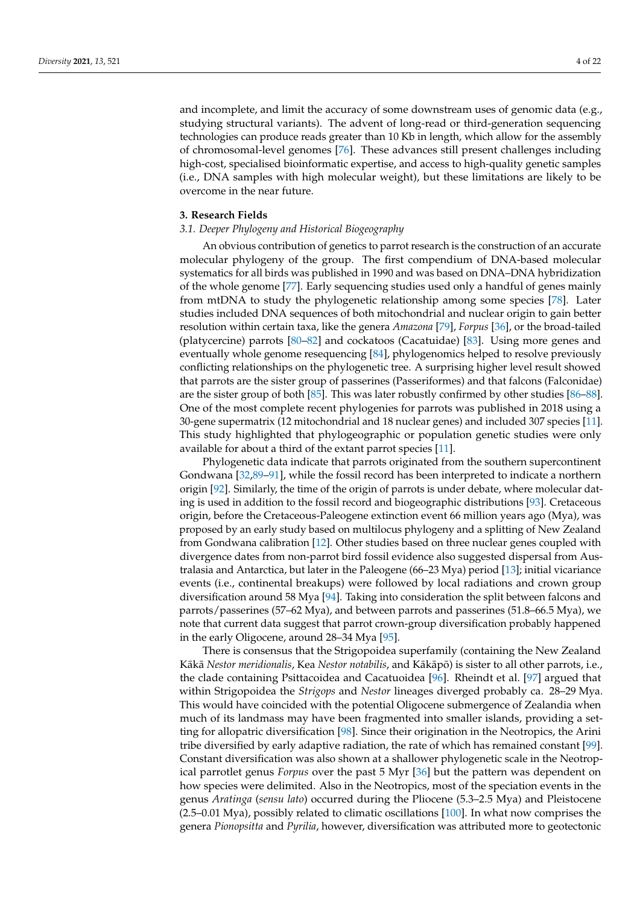and incomplete, and limit the accuracy of some downstream uses of genomic data (e.g., studying structural variants). The advent of long-read or third-generation sequencing technologies can produce reads greater than 10 Kb in length, which allow for the assembly of chromosomal-level genomes [76]. These advances still present challenges including high-cost, specialised bioinformatic expertise, and access to high-quality genetic samples (i.e., DNA samples with high molecular weight), but these limitations are likely to be overcome in the near future.

## 3. Research Fields

### *3.1. Deeper Phylogeny and Historical Biogeography*

An obvious contribution of genetics to parrot research is the construction of an accurate molecular phylogeny of the group. The first compendium of DNA-based molecular systematics for all birds was published in 1990 and was based on DNA–DNA hybridization of the whole genome [77]. Early sequencing studies used only a handful of genes mainly from mtDNA to study the phylogenetic relationship among some species [78]. Later studies included DNA sequences of both mitochondrial and nuclear origin to gain better resolution within certain taxa, like the genera *Amazona* [79], *Forpus* [36], or the broad-tailed (platycercine) parrots [80–82] and cockatoos (Cacatuidae) [83]. Using more genes and eventually whole genome resequencing [84], phylogenomics helped to resolve previously conflicting relationships on the phylogenetic tree. A surprising higher level result showed that parrots are the sister group of passerines (Passeriformes) and that falcons (Falconidae) are the sister group of both [85]. This was later robustly confirmed by other studies [86–88]. One of the most complete recent phylogenies for parrots was published in 2018 using a 30-gene supermatrix (12 mitochondrial and 18 nuclear genes) and included 307 species [11]. This study highlighted that phylogeographic or population genetic studies were only available for about a third of the extant parrot species [11].

Phylogenetic data indicate that parrots originated from the southern supercontinent Gondwana [32,89–91], while the fossil record has been interpreted to indicate a northern origin [92]. Similarly, the time of the origin of parrots is under debate, where molecular dating is used in addition to the fossil record and biogeographic distributions [93]. Cretaceous origin, before the Cretaceous-Paleogene extinction event 66 million years ago (Mya), was proposed by an early study based on multilocus phylogeny and a splitting of New Zealand from Gondwana calibration [12]. Other studies based on three nuclear genes coupled with divergence dates from non-parrot bird fossil evidence also suggested dispersal from Australasia and Antarctica, but later in the Paleogene (66–23 Mya) period [13]; initial vicariance events (i.e., continental breakups) were followed by local radiations and crown group diversification around 58 Mya [94]. Taking into consideration the split between falcons and parrots/passerines (57–62 Mya), and between parrots and passerines (51.8–66.5 Mya), we note that current data suggest that parrot crown-group diversification probably happened in the early Oligocene, around 28–34 Mya [95].

There is consensus that the Strigopoidea superfamily (containing the New Zealand Kākā *Nestor meridionalis*, Kea *Nestor notabilis*, and Kākāpō) is sister to all other parrots, i.e., the clade containing Psittacoidea and Cacatuoidea [96]. Rheindt et al. [97] argued that within Strigopoidea the *Strigops* and *Nestor* lineages diverged probably ca. 28–29 Mya. This would have coincided with the potential Oligocene submergence of Zealandia when much of its landmass may have been fragmented into smaller islands, providing a setting for allopatric diversification [98]. Since their origination in the Neotropics, the Arini tribe diversified by early adaptive radiation, the rate of which has remained constant [99]. Constant diversification was also shown at a shallower phylogenetic scale in the Neotropical parrotlet genus *Forpus* over the past 5 Myr [36] but the pattern was dependent on how species were delimited. Also in the Neotropics, most of the speciation events in the genus *Aratinga* (*sensu lato*) occurred during the Pliocene (5.3–2.5 Mya) and Pleistocene (2.5–0.01 Mya), possibly related to climatic oscillations [100]. In what now comprises the genera *Pionopsitta* and *Pyrilia*, however, diversification was attributed more to geotectonic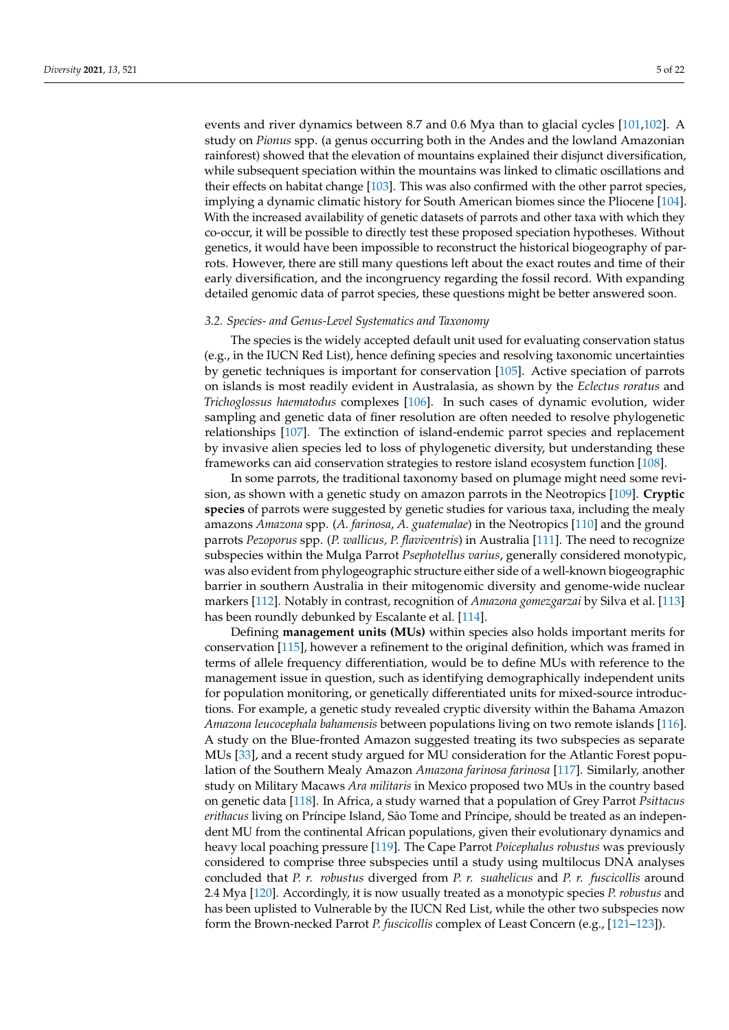events and river dynamics between 8.7 and 0.6 Mya than to glacial cycles [101,102]. A study on *Pionus* spp. (a genus occurring both in the Andes and the lowland Amazonian rainforest) showed that the elevation of mountains explained their disjunct diversification, while subsequent speciation within the mountains was linked to climatic oscillations and their effects on habitat change [103]. This was also confirmed with the other parrot species, implying a dynamic climatic history for South American biomes since the Pliocene [104]. With the increased availability of genetic datasets of parrots and other taxa with which they co-occur, it will be possible to directly test these proposed speciation hypotheses. Without genetics, it would have been impossible to reconstruct the historical biogeography of parrots. However, there are still many questions left about the exact routes and time of their early diversification, and the incongruency regarding the fossil record. With expanding detailed genomic data of parrot species, these questions might be better answered soon.

### 3.2. Species- and Genus-Level Systematics and Taxonomy

The species is the widely accepted default unit used for evaluating conservation status (e.g., in the IUCN Red List), hence defining species and resolving taxonomic uncertainties by genetic techniques is important for conservation [105]. Active speciation of parrots on islands is most readily evident in Australasia, as shown by the *Eclectus roratus* and *Trichoglossus haematodus* complexes [106]. In such cases of dynamic evolution, wider sampling and genetic data of finer resolution are often needed to resolve phylogenetic relationships [107]. The extinction of island-endemic parrot species and replacement by invasive alien species led to loss of phylogenetic diversity, but understanding these frameworks can aid conservation strategies to restore island ecosystem function [108].

In some parrots, the traditional taxonomy based on plumage might need some revision, as shown with a genetic study on amazon parrots in the Neotropics [109]. **Cryptic species** of parrots were suggested by genetic studies for various taxa, including the mealy amazons *Amazona* spp. (*A. farinosa*, *A. guatemalae*) in the Neotropics [110] and the ground parrots *Pezoporus* spp. (*P. wallicus, P. flaviventris*) in Australia [111]. The need to recognize subspecies within the Mulga Parrot *Psephotellus varius*, generally considered monotypic, was also evident from phylogeographic structure either side of a well-known biogeographic barrier in southern Australia in their mitogenomic diversity and genome-wide nuclear markers [112]. Notably in contrast, recognition of *Amazona gomezgarzai* by Silva et al. [113] has been roundly debunked by Escalante et al. [114].

Defining **management units (MUs)** within species also holds important merits for conservation [115], however a refinement to the original definition, which was framed in terms of allele frequency differentiation, would be to define MUs with reference to the management issue in question, such as identifying demographically independent units for population monitoring, or genetically differentiated units for mixed-source introductions. For example, a genetic study revealed cryptic diversity within the Bahama Amazon *Amazona leucocephala bahamensis* between populations living on two remote islands [116]. A study on the Blue-fronted Amazon suggested treating its two subspecies as separate MUs [33], and a recent study argued for MU consideration for the Atlantic Forest population of the Southern Mealy Amazon *Amazona farinosa farinosa* [117]. Similarly, another study on Military Macaws *Ara militaris* in Mexico proposed two MUs in the country based on genetic data [118]. In Africa, a study warned that a population of Grey Parrot *Psittacus erithacus* living on Príncipe Island, São Tome and Príncipe, should be treated as an independent MU from the continental African populations, given their evolutionary dynamics and heavy local poaching pressure [119]. The Cape Parrot *Poicephalus robustus* was previously considered to comprise three subspecies until a study using multilocus DNA analyses concluded that *P. r. robustus* diverged from *P. r. suahelicus* and *P. r. fuscicollis* around 2.4 Mya [120]. Accordingly, it is now usually treated as a monotypic species *P. robustus* and has been uplisted to Vulnerable by the IUCN Red List, while the other two subspecies now form the Brown-necked Parrot *P. fuscicollis* complex of Least Concern (e.g., [121–123]).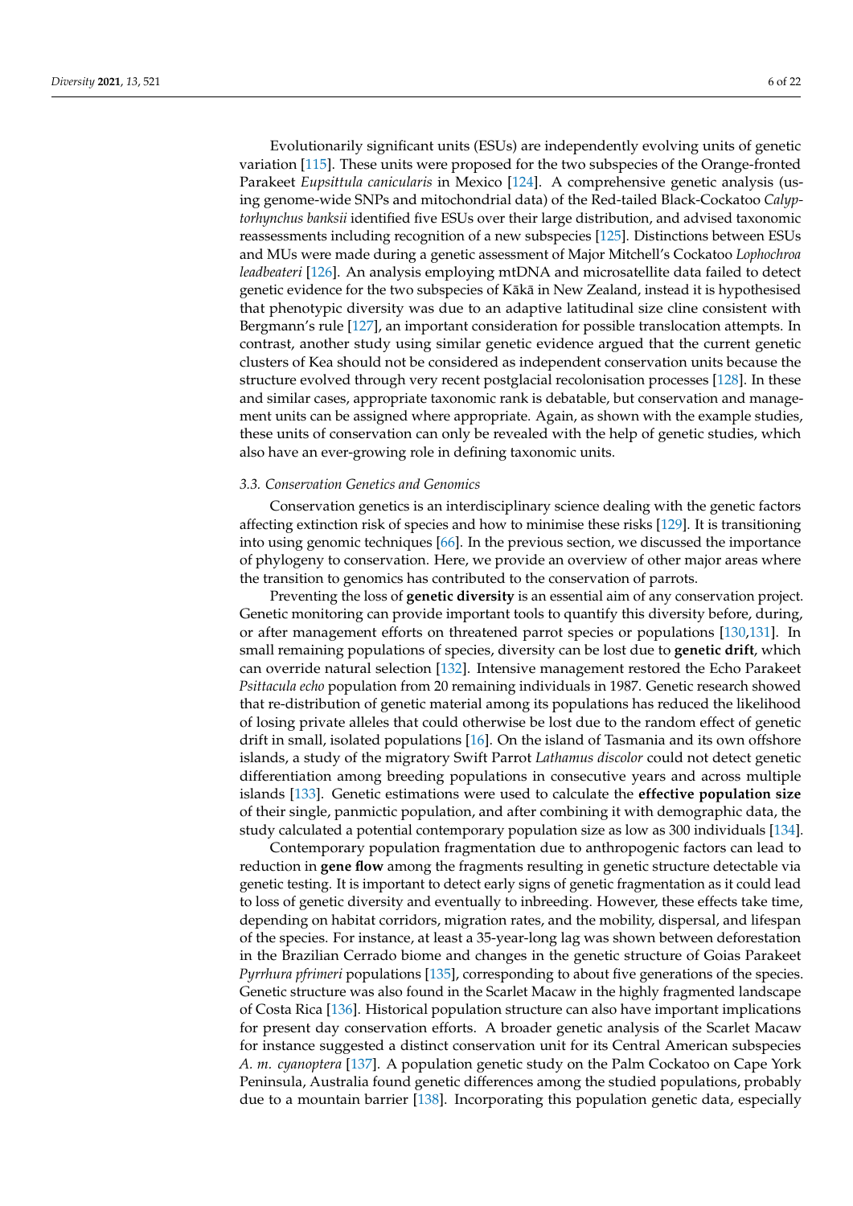Evolutionarily significant units (ESUs) are independently evolving units of genetic variation [115]. These units were proposed for the two subspecies of the Orange-fronted Parakeet *Eupsittula canicularis* in Mexico [124]. A comprehensive genetic analysis (using genome-wide SNPs and mitochondrial data) of the Red-tailed Black-Cockatoo *Calyptorhynchus banksii* identified five ESUs over their large distribution, and advised taxonomic reassessments including recognition of a new subspecies [125]. Distinctions between ESUs and MUs were made during a genetic assessment of Major Mitchell's Cockatoo *Lophochroa leadbeateri* [126]. An analysis employing mtDNA and microsatellite data failed to detect genetic evidence for the two subspecies of Kākā in New Zealand, instead it is hypothesised that phenotypic diversity was due to an adaptive latitudinal size cline consistent with Bergmann's rule [127], an important consideration for possible translocation attempts. In contrast, another study using similar genetic evidence argued that the current genetic clusters of Kea should not be considered as independent conservation units because the structure evolved through very recent postglacial recolonisation processes [128]. In these and similar cases, appropriate taxonomic rank is debatable, but conservation and management units can be assigned where appropriate. Again, as shown with the example studies, these units of conservation can only be revealed with the help of genetic studies, which also have an ever-growing role in defining taxonomic units.

### 3.3. Conservation Genetics and Genomics

Conservation genetics is an interdisciplinary science dealing with the genetic factors affecting extinction risk of species and how to minimise these risks [129]. It is transitioning into using genomic techniques [66]. In the previous section, we discussed the importance of phylogeny to conservation. Here, we provide an overview of other major areas where the transition to genomics has contributed to the conservation of parrots.

Preventing the loss of **genetic diversity** is an essential aim of any conservation project. Genetic monitoring can provide important tools to quantify this diversity before, during, or after management efforts on threatened parrot species or populations [130,131]. In small remaining populations of species, diversity can be lost due to **genetic drift**, which can override natural selection [132]. Intensive management restored the Echo Parakeet *Psittacula echo* population from 20 remaining individuals in 1987. Genetic research showed that re-distribution of genetic material among its populations has reduced the likelihood of losing private alleles that could otherwise be lost due to the random effect of genetic drift in small, isolated populations [16]. On the island of Tasmania and its own offshore islands, a study of the migratory Swift Parrot *Lathamus discolor* could not detect genetic differentiation among breeding populations in consecutive years and across multiple islands [133]. Genetic estimations were used to calculate the **effective population size** of their single, panmictic population, and after combining it with demographic data, the study calculated a potential contemporary population size as low as 300 individuals [134].

Contemporary population fragmentation due to anthropogenic factors can lead to reduction in **gene flow** among the fragments resulting in genetic structure detectable via genetic testing. It is important to detect early signs of genetic fragmentation as it could lead to loss of genetic diversity and eventually to inbreeding. However, these effects take time, depending on habitat corridors, migration rates, and the mobility, dispersal, and lifespan of the species. For instance, at least a 35-year-long lag was shown between deforestation in the Brazilian Cerrado biome and changes in the genetic structure of Goias Parakeet *Pyrrhura pfrimeri* populations [135], corresponding to about five generations of the species. Genetic structure was also found in the Scarlet Macaw in the highly fragmented landscape of Costa Rica [136]. Historical population structure can also have important implications for present day conservation efforts. A broader genetic analysis of the Scarlet Macaw for instance suggested a distinct conservation unit for its Central American subspecies *A. m. cyanoptera* [137]. A population genetic study on the Palm Cockatoo on Cape York Peninsula, Australia found genetic differences among the studied populations, probably due to a mountain barrier [138]. Incorporating this population genetic data, especially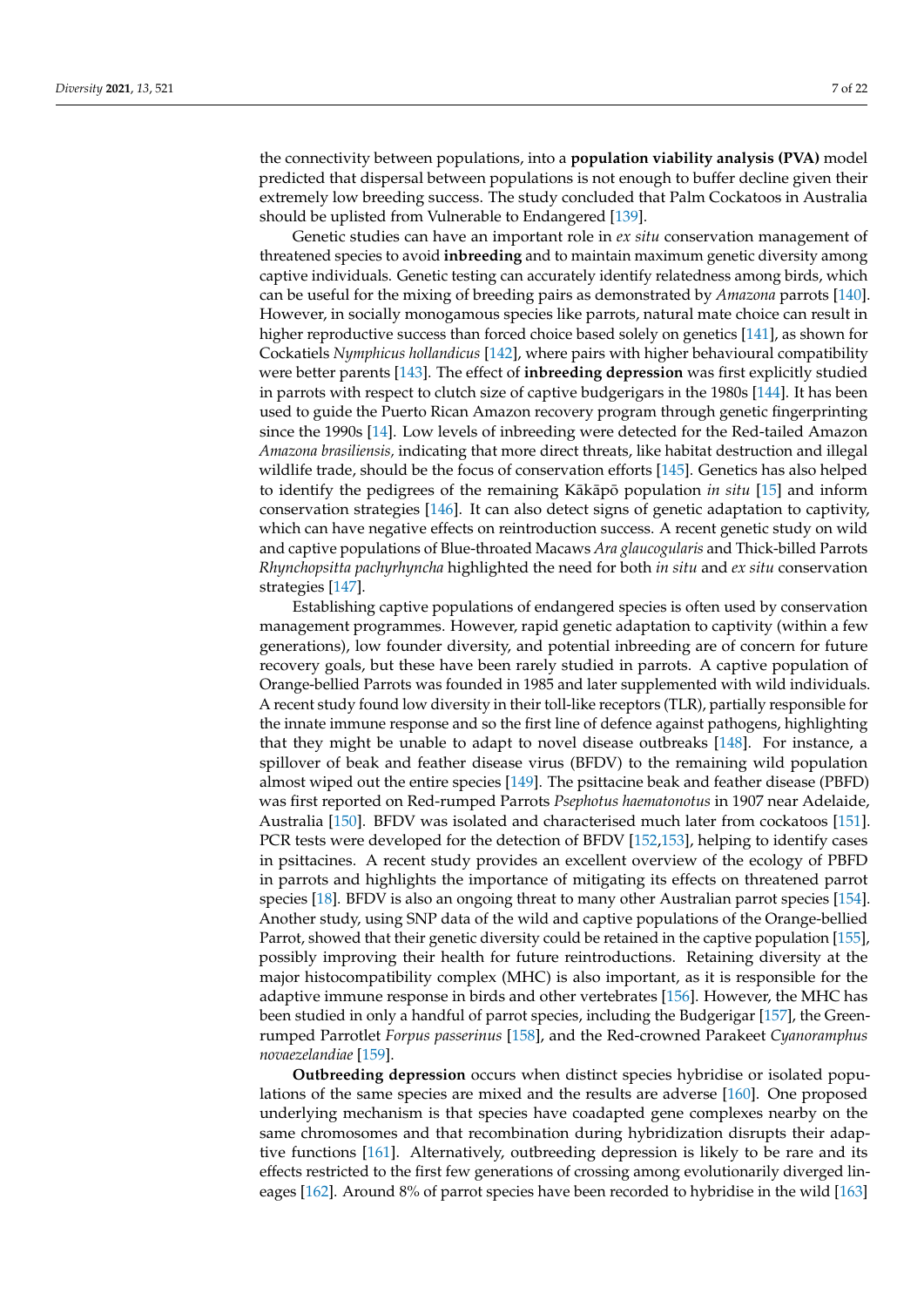the connectivity between populations, into a **population viability analysis (PVA)** model predicted that dispersal between populations is not enough to buffer decline given their extremely low breeding success. The study concluded that Palm Cockatoos in Australia should be uplisted from Vulnerable to Endangered [139].

Genetic studies can have an important role in *ex situ* conservation management of threatened species to avoid **inbreeding** and to maintain maximum genetic diversity among captive individuals. Genetic testing can accurately identify relatedness among birds, which can be useful for the mixing of breeding pairs as demonstrated by *Amazona* parrots [140]. However, in socially monogamous species like parrots, natural mate choice can result in higher reproductive success than forced choice based solely on genetics [141], as shown for Cockatiels *Nymphicus hollandicus* [142], where pairs with higher behavioural compatibility were better parents [143]. The effect of **inbreeding depression** was first explicitly studied in parrots with respect to clutch size of captive budgerigars in the 1980s [144]. It has been used to guide the Puerto Rican Amazon recovery program through genetic fingerprinting since the 1990s [14]. Low levels of inbreeding were detected for the Red-tailed Amazon *Amazona brasiliensis,* indicating that more direct threats, like habitat destruction and illegal wildlife trade, should be the focus of conservation efforts [145]. Genetics has also helped to identify the pedigrees of the remaining Kākāpō population *in situ* [15] and inform conservation strategies [146]. It can also detect signs of genetic adaptation to captivity, which can have negative effects on reintroduction success. A recent genetic study on wild and captive populations of Blue-throated Macaws *Ara glaucogularis* and Thick-billed Parrots *Rhynchopsitta pachyrhyncha* highlighted the need for both *in situ* and *ex situ* conservation strategies [147].

Establishing captive populations of endangered species is often used by conservation management programmes. However, rapid genetic adaptation to captivity (within a few generations), low founder diversity, and potential inbreeding are of concern for future recovery goals, but these have been rarely studied in parrots. A captive population of Orange-bellied Parrots was founded in 1985 and later supplemented with wild individuals. A recent study found low diversity in their toll-like receptors (TLR), partially responsible for the innate immune response and so the first line of defence against pathogens, highlighting that they might be unable to adapt to novel disease outbreaks [148]. For instance, a spillover of beak and feather disease virus (BFDV) to the remaining wild population almost wiped out the entire species [149]. The psittacine beak and feather disease (PBFD) was first reported on Red-rumped Parrots *Psephotus haematonotus* in 1907 near Adelaide, Australia [150]. BFDV was isolated and characterised much later from cockatoos [151]. PCR tests were developed for the detection of BFDV [152,153], helping to identify cases in psittacines. A recent study provides an excellent overview of the ecology of PBFD in parrots and highlights the importance of mitigating its effects on threatened parrot species [18]. BFDV is also an ongoing threat to many other Australian parrot species [154]. Another study, using SNP data of the wild and captive populations of the Orange-bellied Parrot, showed that their genetic diversity could be retained in the captive population [155], possibly improving their health for future reintroductions. Retaining diversity at the major histocompatibility complex (MHC) is also important, as it is responsible for the adaptive immune response in birds and other vertebrates [156]. However, the MHC has been studied in only a handful of parrot species, including the Budgerigar [157], the Green-rumped Parrotlet *Forpus passerinus* [158], and the Red-crowned Parakeet *Cyanoramphus novaezelandiae* [159].

**Outbreeding depression** occurs when distinct species hybridise or isolated populations of the same species are mixed and the results are adverse [160]. One proposed underlying mechanism is that species have coadapted gene complexes nearby on the same chromosomes and that recombination during hybridization disrupts their adaptive functions [161]. Alternatively, outbreeding depression is likely to be rare and its effects restricted to the first few generations of crossing among evolutionarily diverged lineages [162]. Around 8% of parrot species have been recorded to hybridise in the wild [163]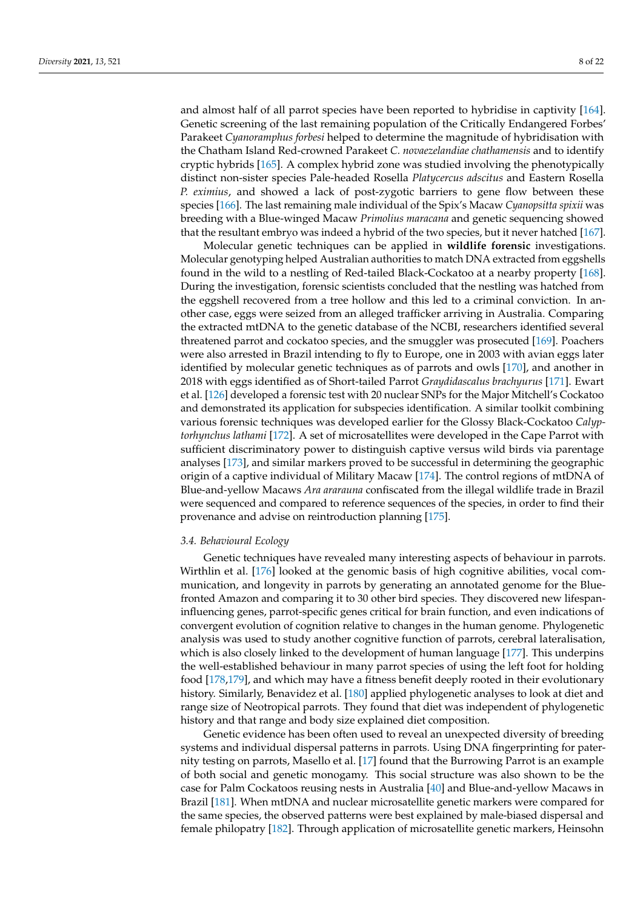and almost half of all parrot species have been reported to hybridise in captivity [164]. Genetic screening of the last remaining population of the Critically Endangered Forbes' Parakeet *Cyanoramphus forbesi* helped to determine the magnitude of hybridisation with the Chatham Island Red-crowned Parakeet *C. novaezelandiae chathamensis* and to identify cryptic hybrids [165]. A complex hybrid zone was studied involving the phenotypically distinct non-sister species Pale-headed Rosella *Platycercus adscitus* and Eastern Rosella *P. eximius*, and showed a lack of post-zygotic barriers to gene flow between these species [166]. The last remaining male individual of the Spix's Macaw *Cyanopsitta spixii* was breeding with a Blue-winged Macaw *Primolius maracana* and genetic sequencing showed that the resultant embryo was indeed a hybrid of the two species, but it never hatched [167].

Molecular genetic techniques can be applied in **wildlife forensic** investigations. Molecular genotyping helped Australian authorities to match DNA extracted from eggshells found in the wild to a nestling of Red-tailed Black-Cockatoo at a nearby property [168]. During the investigation, forensic scientists concluded that the nestling was hatched from the eggshell recovered from a tree hollow and this led to a criminal conviction. In another case, eggs were seized from an alleged trafficker arriving in Australia. Comparing the extracted mtDNA to the genetic database of the NCBI, researchers identified several threatened parrot and cockatoo species, and the smuggler was prosecuted [169]. Poachers were also arrested in Brazil intending to fly to Europe, one in 2003 with avian eggs later identified by molecular genetic techniques as of parrots and owls [170], and another in 2018 with eggs identified as of Short-tailed Parrot *Graydidascalus brachyurus* [171]. Ewart et al. [126] developed a forensic test with 20 nuclear SNPs for the Major Mitchell's Cockatoo and demonstrated its application for subspecies identification. A similar toolkit combining various forensic techniques was developed earlier for the Glossy Black-Cockatoo *Calyptorhynchus lathami* [172]. A set of microsatellites were developed in the Cape Parrot with sufficient discriminatory power to distinguish captive versus wild birds via parentage analyses [173], and similar markers proved to be successful in determining the geographic origin of a captive individual of Military Macaw [174]. The control regions of mtDNA of Blue-and-yellow Macaws *Ara ararauna* confiscated from the illegal wildlife trade in Brazil were sequenced and compared to reference sequences of the species, in order to find their provenance and advise on reintroduction planning [175].

### 3.4. Behavioural Ecology

Genetic techniques have revealed many interesting aspects of behaviour in parrots. Wirthlin et al. [176] looked at the genomic basis of high cognitive abilities, vocal communication, and longevity in parrots by generating an annotated genome for the Blue-fronted Amazon and comparing it to 30 other bird species. They discovered new lifespan-influencing genes, parrot-specific genes critical for brain function, and even indications of convergent evolution of cognition relative to changes in the human genome. Phylogenetic analysis was used to study another cognitive function of parrots, cerebral lateralisation, which is also closely linked to the development of human language [177]. This underpins the well-established behaviour in many parrot species of using the left foot for holding food [178,179], and which may have a fitness benefit deeply rooted in their evolutionary history. Similarly, Benavidez et al. [180] applied phylogenetic analyses to look at diet and range size of Neotropical parrots. They found that diet was independent of phylogenetic history and that range and body size explained diet composition.

Genetic evidence has been often used to reveal an unexpected diversity of breeding systems and individual dispersal patterns in parrots. Using DNA fingerprinting for paternity testing on parrots, Masello et al. [17] found that the Burrowing Parrot is an example of both social and genetic monogamy. This social structure was also shown to be the case for Palm Cockatoos reusing nests in Australia [40] and Blue-and-yellow Macaws in Brazil [181]. When mtDNA and nuclear microsatellite genetic markers were compared for the same species, the observed patterns were best explained by male-biased dispersal and female philopatry [182]. Through application of microsatellite genetic markers, Heinsohn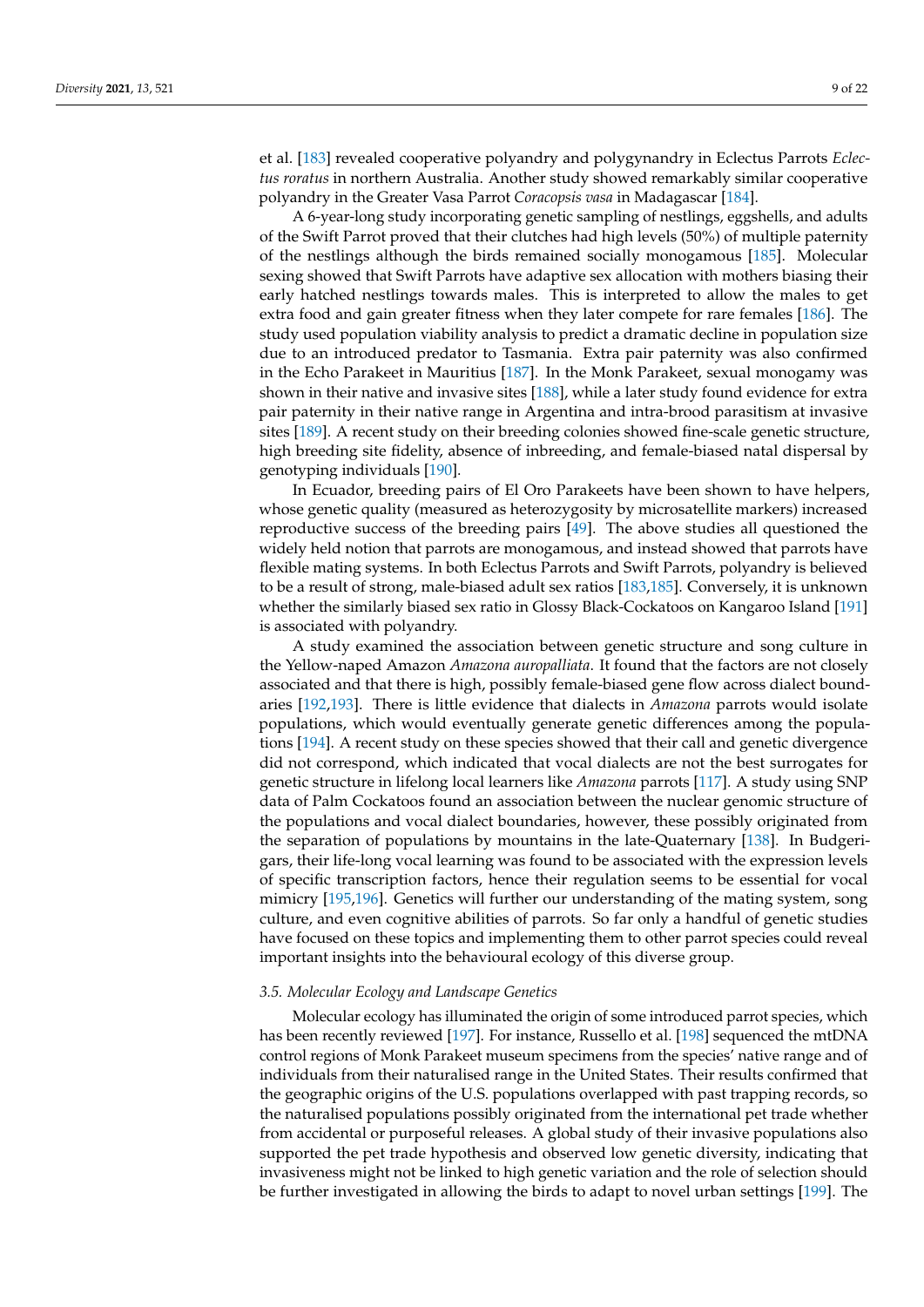et al. [183] revealed cooperative polyandry and polygynandry in Eclectus Parrots *Eclectus roratus* in northern Australia. Another study showed remarkably similar cooperative polyandry in the Greater Vasa Parrot *Coracopsis vasa* in Madagascar [184].

A 6-year-long study incorporating genetic sampling of nestlings, eggshells, and adults of the Swift Parrot proved that their clutches had high levels (50%) of multiple paternity of the nestlings although the birds remained socially monogamous [185]. Molecular sexing showed that Swift Parrots have adaptive sex allocation with mothers biasing their early hatched nestlings towards males. This is interpreted to allow the males to get extra food and gain greater fitness when they later compete for rare females [186]. The study used population viability analysis to predict a dramatic decline in population size due to an introduced predator to Tasmania. Extra pair paternity was also confirmed in the Echo Parakeet in Mauritius [187]. In the Monk Parakeet, sexual monogamy was shown in their native and invasive sites [188], while a later study found evidence for extra pair paternity in their native range in Argentina and intra-brood parasitism at invasive sites [189]. A recent study on their breeding colonies showed fine-scale genetic structure, high breeding site fidelity, absence of inbreeding, and female-biased natal dispersal by genotyping individuals [190].

In Ecuador, breeding pairs of El Oro Parakeets have been shown to have helpers, whose genetic quality (measured as heterozygosity by microsatellite markers) increased reproductive success of the breeding pairs [49]. The above studies all questioned the widely held notion that parrots are monogamous, and instead showed that parrots have flexible mating systems. In both Eclectus Parrots and Swift Parrots, polyandry is believed to be a result of strong, male-biased adult sex ratios [183,185]. Conversely, it is unknown whether the similarly biased sex ratio in Glossy Black-Cockatoos on Kangaroo Island [191] is associated with polyandry.

A study examined the association between genetic structure and song culture in the Yellow-naped Amazon *Amazona auropalliata*. It found that the factors are not closely associated and that there is high, possibly female-biased gene flow across dialect boundaries [192,193]. There is little evidence that dialects in *Amazona* parrots would isolate populations, which would eventually generate genetic differences among the populations [194]. A recent study on these species showed that their call and genetic divergence did not correspond, which indicated that vocal dialects are not the best surrogates for genetic structure in lifelong local learners like *Amazona* parrots [117]. A study using SNP data of Palm Cockatoos found an association between the nuclear genomic structure of the populations and vocal dialect boundaries, however, these possibly originated from the separation of populations by mountains in the late-Quaternary [138]. In Budgerigars, their life-long vocal learning was found to be associated with the expression levels of specific transcription factors, hence their regulation seems to be essential for vocal mimicry [195,196]. Genetics will further our understanding of the mating system, song culture, and even cognitive abilities of parrots. So far only a handful of genetic studies have focused on these topics and implementing them to other parrot species could reveal important insights into the behavioural ecology of this diverse group.

### 3.5. Molecular Ecology and Landscape Genetics

Molecular ecology has illuminated the origin of some introduced parrot species, which has been recently reviewed [197]. For instance, Russello et al. [198] sequenced the mtDNA control regions of Monk Parakeet museum specimens from the species' native range and of individuals from their naturalised range in the United States. Their results confirmed that the geographic origins of the U.S. populations overlapped with past trapping records, so the naturalised populations possibly originated from the international pet trade whether from accidental or purposeful releases. A global study of their invasive populations also supported the pet trade hypothesis and observed low genetic diversity, indicating that invasiveness might not be linked to high genetic variation and the role of selection should be further investigated in allowing the birds to adapt to novel urban settings [199]. The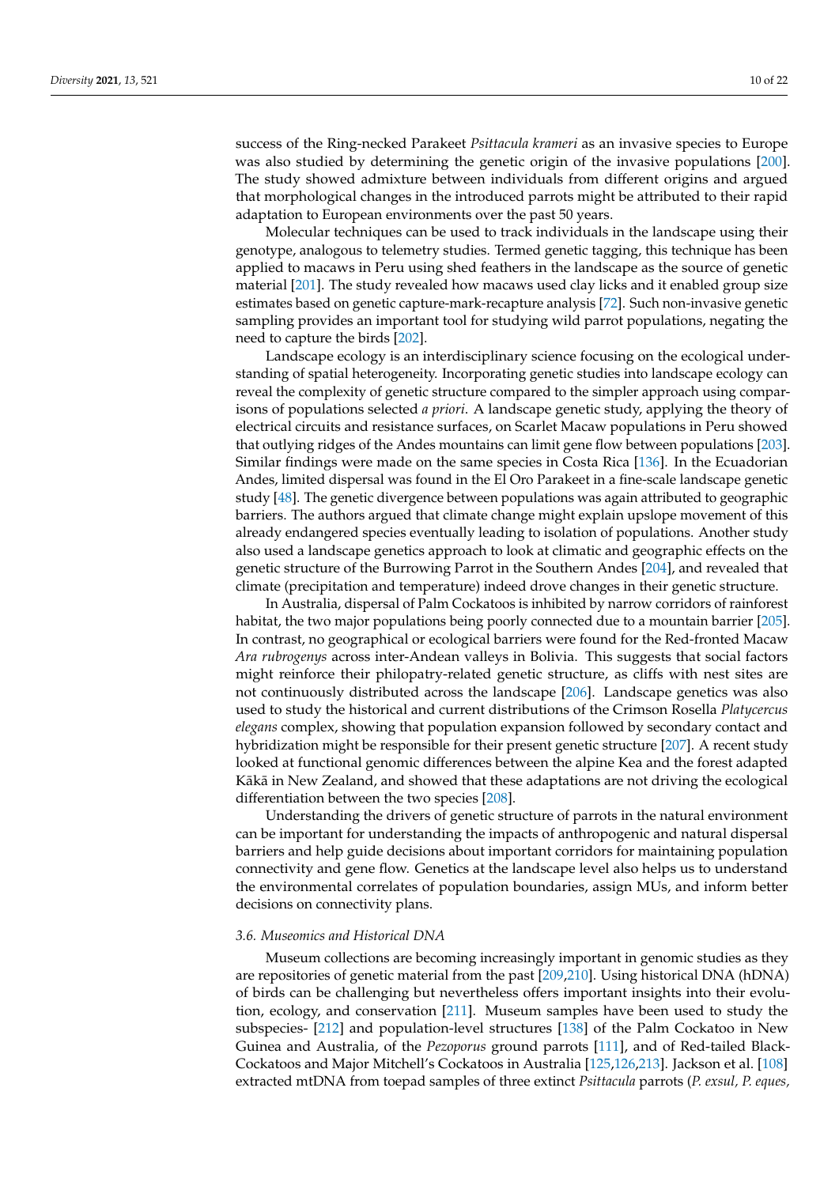success of the Ring-necked Parakeet *Psittacula krameri* as an invasive species to Europe was also studied by determining the genetic origin of the invasive populations [200]. The study showed admixture between individuals from different origins and argued that morphological changes in the introduced parrots might be attributed to their rapid adaptation to European environments over the past 50 years.

Molecular techniques can be used to track individuals in the landscape using their genotype, analogous to telemetry studies. Termed genetic tagging, this technique has been applied to macaws in Peru using shed feathers in the landscape as the source of genetic material [201]. The study revealed how macaws used clay licks and it enabled group size estimates based on genetic capture-mark-recapture analysis [72]. Such non-invasive genetic sampling provides an important tool for studying wild parrot populations, negating the need to capture the birds [202].

Landscape ecology is an interdisciplinary science focusing on the ecological understanding of spatial heterogeneity. Incorporating genetic studies into landscape ecology can reveal the complexity of genetic structure compared to the simpler approach using comparisons of populations selected *a priori*. A landscape genetic study, applying the theory of electrical circuits and resistance surfaces, on Scarlet Macaw populations in Peru showed that outlying ridges of the Andes mountains can limit gene flow between populations [203]. Similar findings were made on the same species in Costa Rica [136]. In the Ecuadorian Andes, limited dispersal was found in the El Oro Parakeet in a fine-scale landscape genetic study [48]. The genetic divergence between populations was again attributed to geographic barriers. The authors argued that climate change might explain upslope movement of this already endangered species eventually leading to isolation of populations. Another study also used a landscape genetics approach to look at climatic and geographic effects on the genetic structure of the Burrowing Parrot in the Southern Andes [204], and revealed that climate (precipitation and temperature) indeed drove changes in their genetic structure.

In Australia, dispersal of Palm Cockatoos is inhibited by narrow corridors of rainforest habitat, the two major populations being poorly connected due to a mountain barrier [205]. In contrast, no geographical or ecological barriers were found for the Red-fronted Macaw *Ara rubrogenys* across inter-Andean valleys in Bolivia. This suggests that social factors might reinforce their philopatry-related genetic structure, as cliffs with nest sites are not continuously distributed across the landscape [206]. Landscape genetics was also used to study the historical and current distributions of the Crimson Rosella *Platycercus elegans* complex, showing that population expansion followed by secondary contact and hybridization might be responsible for their present genetic structure [207]. A recent study looked at functional genomic differences between the alpine Kea and the forest adapted Kākā in New Zealand, and showed that these adaptations are not driving the ecological differentiation between the two species [208].

Understanding the drivers of genetic structure of parrots in the natural environment can be important for understanding the impacts of anthropogenic and natural dispersal barriers and help guide decisions about important corridors for maintaining population connectivity and gene flow. Genetics at the landscape level also helps us to understand the environmental correlates of population boundaries, assign MUs, and inform better decisions on connectivity plans.

### 3.6. Museomics and Historical DNA

Museum collections are becoming increasingly important in genomic studies as they are repositories of genetic material from the past [209,210]. Using historical DNA (hDNA) of birds can be challenging but nevertheless offers important insights into their evolution, ecology, and conservation [211]. Museum samples have been used to study the subspecies- [212] and population-level structures [138] of the Palm Cockatoo in New Guinea and Australia, of the *Pezoporus* ground parrots [111], and of Red-tailed Black-Cockatoos and Major Mitchell's Cockatoos in Australia [125,126,213]. Jackson et al. [108] extracted mtDNA from toepad samples of three extinct *Psittacula* parrots (*P. exsul, P. eques,*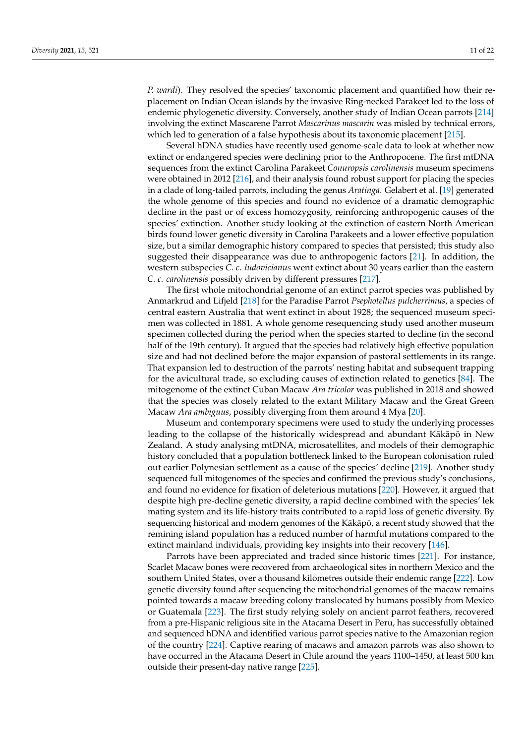*P. wardi*). They resolved the species' taxonomic placement and quantified how their replacement on Indian Ocean islands by the invasive Ring-necked Parakeet led to the loss of endemic phylogenetic diversity. Conversely, another study of Indian Ocean parrots [214] involving the extinct Mascarene Parrot *Mascarinus mascarin* was misled by technical errors, which led to generation of a false hypothesis about its taxonomic placement [215].

Several hDNA studies have recently used genome-scale data to look at whether now extinct or endangered species were declining prior to the Anthropocene. The first mtDNA sequences from the extinct Carolina Parakeet *Conuropsis carolinensis* museum specimens were obtained in 2012 [216], and their analysis found robust support for placing the species in a clade of long-tailed parrots, including the genus *Aratinga*. Gelabert et al. [19] generated the whole genome of this species and found no evidence of a dramatic demographic decline in the past or of excess homozygosity, reinforcing anthropogenic causes of the species' extinction. Another study looking at the extinction of eastern North American birds found lower genetic diversity in Carolina Parakeets and a lower effective population size, but a similar demographic history compared to species that persisted; this study also suggested their disappearance was due to anthropogenic factors [21]. In addition, the western subspecies *C. c. ludovicianus* went extinct about 30 years earlier than the eastern *C. c. carolinensis* possibly driven by different pressures [217].

The first whole mitochondrial genome of an extinct parrot species was published by Anmarkrud and Lifjeld [218] for the Paradise Parrot *Psephotellus pulcherrimus*, a species of central eastern Australia that went extinct in about 1928; the sequenced museum specimen was collected in 1881. A whole genome resequencing study used another museum specimen collected during the period when the species started to decline (in the second half of the 19th century). It argued that the species had relatively high effective population size and had not declined before the major expansion of pastoral settlements in its range. That expansion led to destruction of the parrots' nesting habitat and subsequent trapping for the avicultural trade, so excluding causes of extinction related to genetics [84]. The mitogenome of the extinct Cuban Macaw *Ara tricolor* was published in 2018 and showed that the species was closely related to the extant Military Macaw and the Great Green Macaw *Ara ambiguus*, possibly diverging from them around 4 Mya [20].

Museum and contemporary specimens were used to study the underlying processes leading to the collapse of the historically widespread and abundant Kākāpō in New Zealand. A study analysing mtDNA, microsatellites, and models of their demographic history concluded that a population bottleneck linked to the European colonisation ruled out earlier Polynesian settlement as a cause of the species' decline [219]. Another study sequenced full mitogenomes of the species and confirmed the previous study's conclusions, and found no evidence for fixation of deleterious mutations [220]. However, it argued that despite high pre-decline genetic diversity, a rapid decline combined with the species' lek mating system and its life-history traits contributed to a rapid loss of genetic diversity. By sequencing historical and modern genomes of the Kākāpō, a recent study showed that the remining island population has a reduced number of harmful mutations compared to the extinct mainland individuals, providing key insights into their recovery [146].

Parrots have been appreciated and traded since historic times [221]. For instance, Scarlet Macaw bones were recovered from archaeological sites in northern Mexico and the southern United States, over a thousand kilometres outside their endemic range [222]. Low genetic diversity found after sequencing the mitochondrial genomes of the macaw remains pointed towards a macaw breeding colony translocated by humans possibly from Mexico or Guatemala [223]. The first study relying solely on ancient parrot feathers, recovered from a pre-Hispanic religious site in the Atacama Desert in Peru, has successfully obtained and sequenced hDNA and identified various parrot species native to the Amazonian region of the country [224]. Captive rearing of macaws and amazon parrots was also shown to have occurred in the Atacama Desert in Chile around the years 1100–1450, at least 500 km outside their present-day native range [225].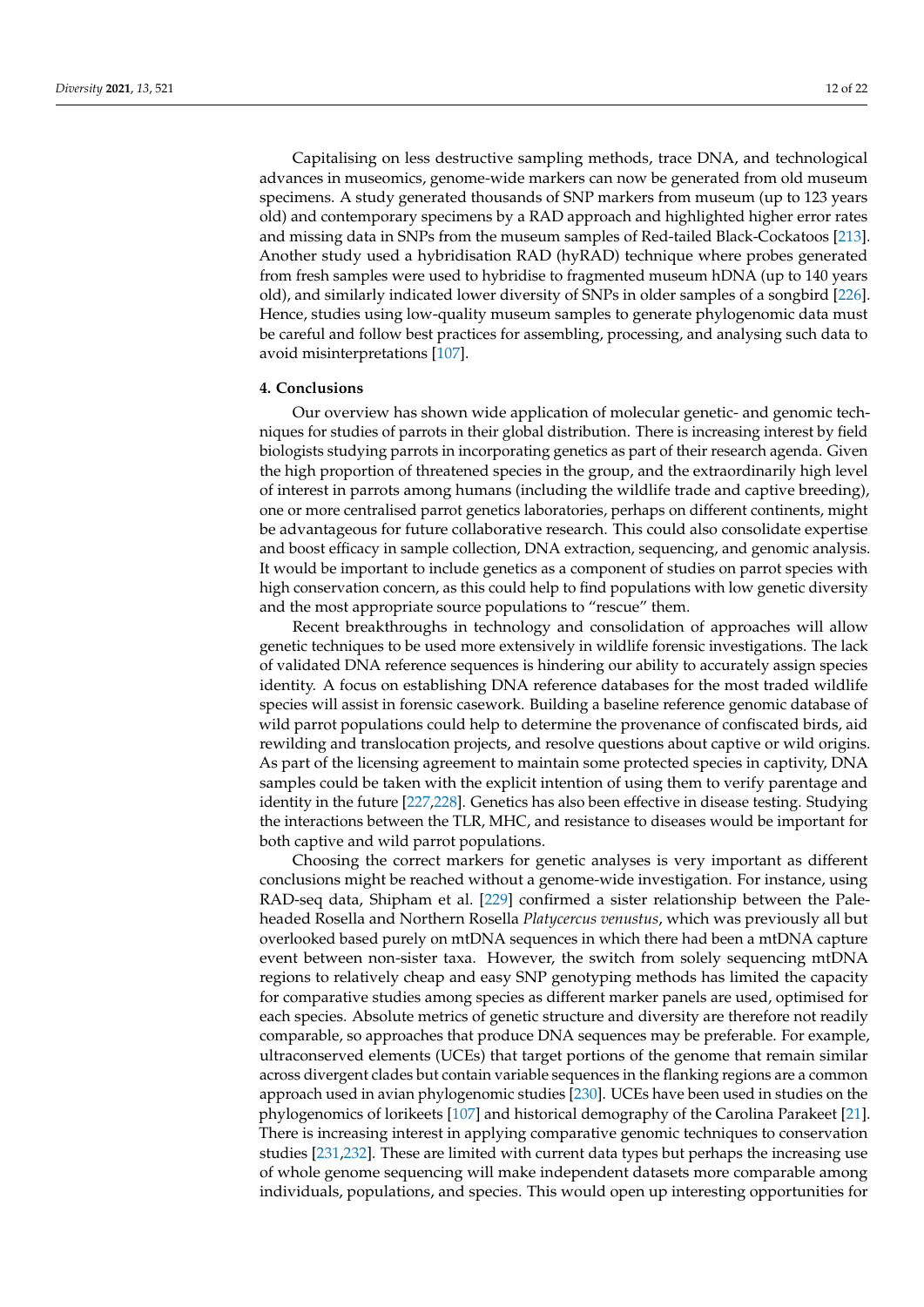Capitalising on less destructive sampling methods, trace DNA, and technological advances in museomics, genome-wide markers can now be generated from old museum specimens. A study generated thousands of SNP markers from museum (up to 123 years old) and contemporary specimens by a RAD approach and highlighted higher error rates and missing data in SNPs from the museum samples of Red-tailed Black-Cockatoos [213]. Another study used a hybridisation RAD (hyRAD) technique where probes generated from fresh samples were used to hybridise to fragmented museum hDNA (up to 140 years old), and similarly indicated lower diversity of SNPs in older samples of a songbird [226]. Hence, studies using low-quality museum samples to generate phylogenomic data must be careful and follow best practices for assembling, processing, and analysing such data to avoid misinterpretations [107].

## 4. Conclusions

Our overview has shown wide application of molecular genetic- and genomic techniques for studies of parrots in their global distribution. There is increasing interest by field biologists studying parrots in incorporating genetics as part of their research agenda. Given the high proportion of threatened species in the group, and the extraordinarily high level of interest in parrots among humans (including the wildlife trade and captive breeding), one or more centralised parrot genetics laboratories, perhaps on different continents, might be advantageous for future collaborative research. This could also consolidate expertise and boost efficacy in sample collection, DNA extraction, sequencing, and genomic analysis. It would be important to include genetics as a component of studies on parrot species with high conservation concern, as this could help to find populations with low genetic diversity and the most appropriate source populations to "rescue" them.

Recent breakthroughs in technology and consolidation of approaches will allow genetic techniques to be used more extensively in wildlife forensic investigations. The lack of validated DNA reference sequences is hindering our ability to accurately assign species identity. A focus on establishing DNA reference databases for the most traded wildlife species will assist in forensic casework. Building a baseline reference genomic database of wild parrot populations could help to determine the provenance of confiscated birds, aid rewilding and translocation projects, and resolve questions about captive or wild origins. As part of the licensing agreement to maintain some protected species in captivity, DNA samples could be taken with the explicit intention of using them to verify parentage and identity in the future [227,228]. Genetics has also been effective in disease testing. Studying the interactions between the TLR, MHC, and resistance to diseases would be important for both captive and wild parrot populations.

Choosing the correct markers for genetic analyses is very important as different conclusions might be reached without a genome-wide investigation. For instance, using RAD-seq data, Shipham et al. [229] confirmed a sister relationship between the Pale-headed Rosella and Northern Rosella *Platycercus venustus*, which was previously all but overlooked based purely on mtDNA sequences in which there had been a mtDNA capture event between non-sister taxa. However, the switch from solely sequencing mtDNA regions to relatively cheap and easy SNP genotyping methods has limited the capacity for comparative studies among species as different marker panels are used, optimised for each species. Absolute metrics of genetic structure and diversity are therefore not readily comparable, so approaches that produce DNA sequences may be preferable. For example, ultraconserved elements (UCEs) that target portions of the genome that remain similar across divergent clades but contain variable sequences in the flanking regions are a common approach used in avian phylogenomic studies [230]. UCEs have been used in studies on the phylogenomics of lorikeets [107] and historical demography of the Carolina Parakeet [21]. There is increasing interest in applying comparative genomic techniques to conservation studies [231,232]. These are limited with current data types but perhaps the increasing use of whole genome sequencing will make independent datasets more comparable among individuals, populations, and species. This would open up interesting opportunities for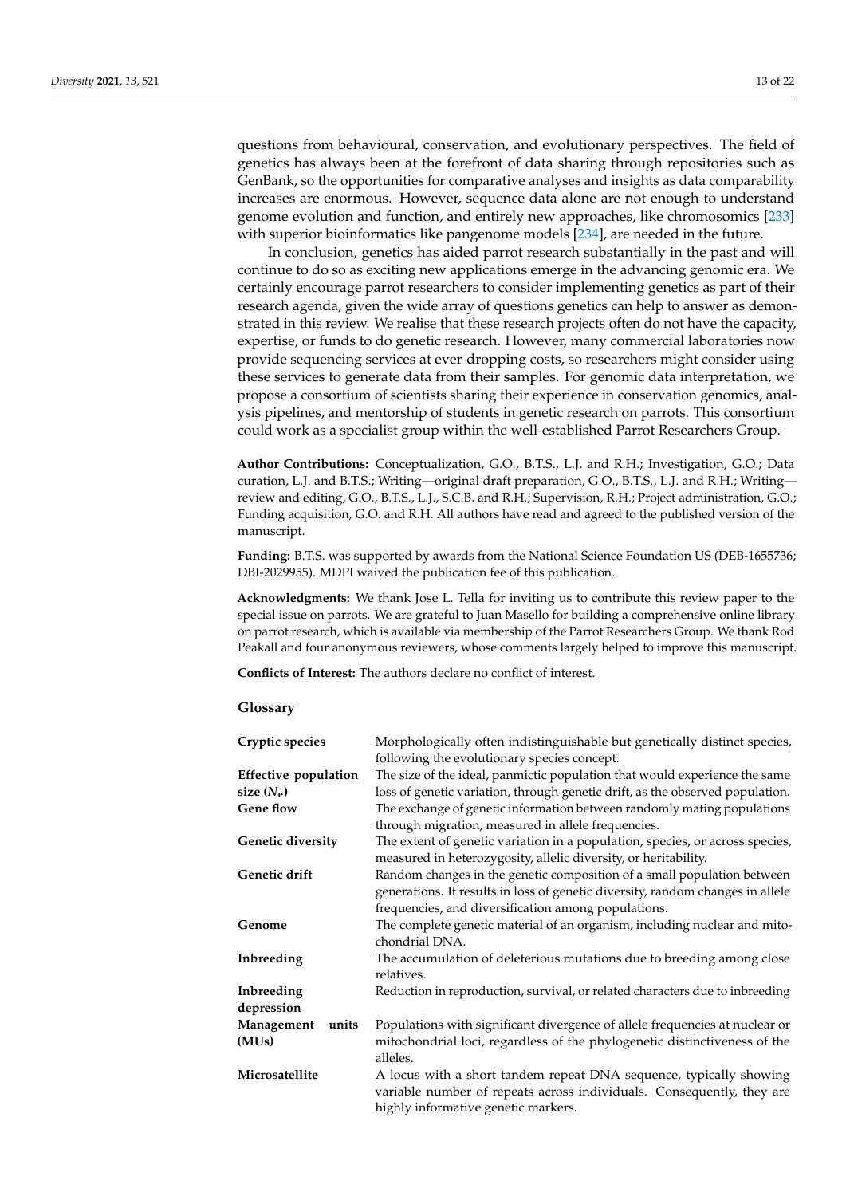questions from behavioural, conservation, and evolutionary perspectives. The field of genetics has always been at the forefront of data sharing through repositories such as GenBank, so the opportunities for comparative analyses and insights as data comparability increases are enormous. However, sequence data alone are not enough to understand genome evolution and function, and entirely new approaches, like chromosomics [233] with superior bioinformatics like pangenome models [234], are needed in the future.

In conclusion, genetics has aided parrot research substantially in the past and will continue to do so as exciting new applications emerge in the advancing genomic era. We certainly encourage parrot researchers to consider implementing genetics as part of their research agenda, given the wide array of questions genetics can help to answer as demonstrated in this review. We realise that these research projects often do not have the capacity, expertise, or funds to do genetic research. However, many commercial laboratories now provide sequencing services at ever-dropping costs, so researchers might consider using these services to generate data from their samples. For genomic data interpretation, we propose a consortium of scientists sharing their experience in conservation genomics, analysis pipelines, and mentorship of students in genetic research on parrots. This consortium could work as a specialist group within the well-established Parrot Researchers Group.

**Author Contributions:** Conceptualization, G.O., B.T.S., L.J. and R.H.; Investigation, G.O.; Data curation, L.J. and B.T.S.; Writing—original draft preparation, G.O., B.T.S., L.J. and R.H.; Writing—review and editing, G.O., B.T.S., L.J., S.C.B. and R.H.; Supervision, R.H.; Project administration, G.O.; Funding acquisition, G.O. and R.H. All authors have read and agreed to the published version of the manuscript.

**Funding:** B.T.S. was supported by awards from the National Science Foundation US (DEB-1655736; DBI-2029955). MDPI waived the publication fee of this publication.

**Acknowledgments:** We thank Jose L. Tella for inviting us to contribute this review paper to the special issue on parrots. We are grateful to Juan Masello for building a comprehensive online library on parrot research, which is available via membership of the Parrot Researchers Group. We thank Rod Peakall and four anonymous reviewers, whose comments largely helped to improve this manuscript.

**Conflicts of Interest:** The authors declare no conflict of interest.

## Glossary

| | |
|---|---|
| **Cryptic species** | Morphologically often indistinguishable but genetically distinct species, following the evolutionary species concept. |
| **Effective population size ($N_e$)** | The size of the ideal, panmictic population that would experience the same loss of genetic variation, through genetic drift, as the observed population. |
| **Gene flow** | The exchange of genetic information between randomly mating populations through migration, measured in allele frequencies. |
| **Genetic diversity** | The extent of genetic variation in a population, species, or across species, measured in heterozygosity, allelic diversity, or heritability. |
| **Genetic drift** | Random changes in the genetic composition of a small population between generations. It results in loss of genetic diversity, random changes in allele frequencies, and diversification among populations. |
| **Genome** | The complete genetic material of an organism, including nuclear and mitochondrial DNA. |
| **Inbreeding** | The accumulation of deleterious mutations due to breeding among close relatives. |
| **Inbreeding depression** | Reduction in reproduction, survival, or related characters due to inbreeding |
| **Management units (MUs)** | Populations with significant divergence of allele frequencies at nuclear or mitochondrial loci, regardless of the phylogenetic distinctiveness of the alleles. |
| **Microsatellite** | A locus with a short tandem repeat DNA sequence, typically showing variable number of repeats across individuals. Consequently, they are highly informative genetic markers. |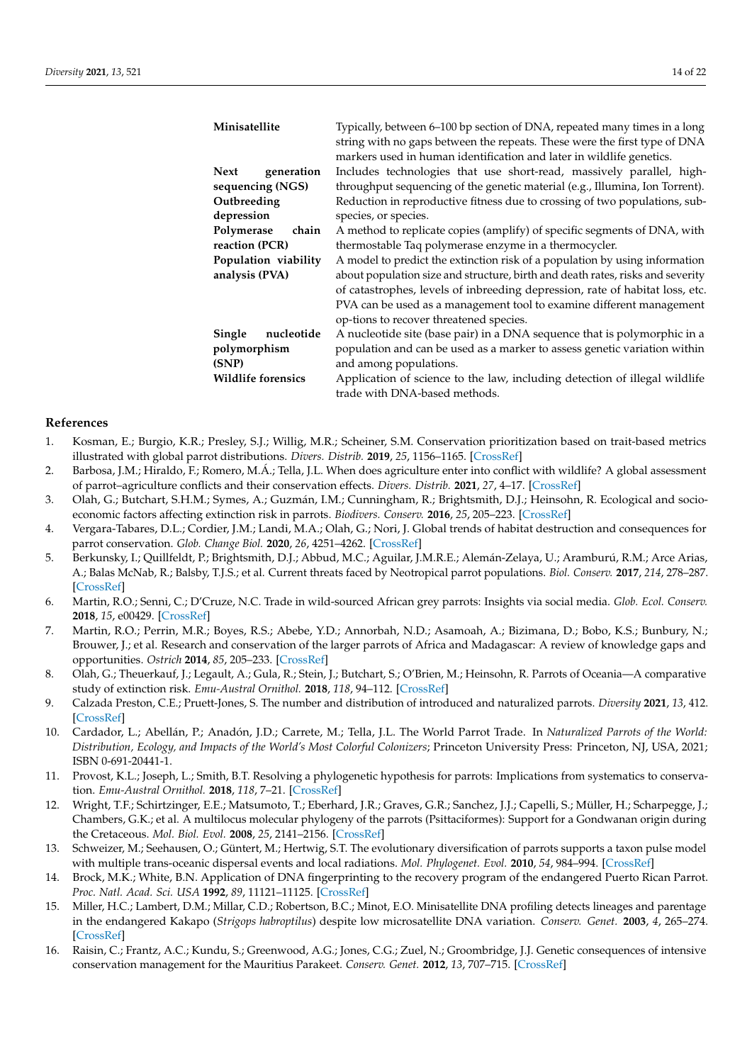| | |
|---|---|
| **Minisatellite** | Typically, between 6–100 bp section of DNA, repeated many times in a long string with no gaps between the repeats. These were the first type of DNA markers used in human identification and later in wildlife genetics. |
| **Next generation sequencing (NGS)** | Includes technologies that use short-read, massively parallel, high-throughput sequencing of the genetic material (e.g., Illumina, Ion Torrent). |
| **Outbreeding depression** | Reduction in reproductive fitness due to crossing of two populations, sub-species, or species. |
| **Polymerase chain reaction (PCR)** | A method to replicate copies (amplify) of specific segments of DNA, with thermostable Taq polymerase enzyme in a thermocycler. |
| **Population viability analysis (PVA)** | A model to predict the extinction risk of a population by using information about population size and structure, birth and death rates, risks and severity of catastrophes, levels of inbreeding depression, rate of habitat loss, etc. PVA can be used as a management tool to examine different management op-tions to recover threatened species. |
| **Single nucleotide polymorphism (SNP)** | A nucleotide site (base pair) in a DNA sequence that is polymorphic in a population and can be used as a marker to assess genetic variation within and among populations. |
| **Wildlife forensics** | Application of science to the law, including detection of illegal wildlife trade with DNA-based methods. |

## References

1. Kosman, E.; Burgio, K.R.; Presley, S.J.; Willig, M.R.; Scheiner, S.M. Conservation prioritization based on trait-based metrics illustrated with global parrot distributions. *Divers. Distrib.* **2019**, *25*, 1156–1165. [CrossRef]
2. Barbosa, J.M.; Hiraldo, F.; Romero, M.Á.; Tella, J.L. When does agriculture enter into conflict with wildlife? A global assessment of parrot–agriculture conflicts and their conservation effects. *Divers. Distrib.* **2021**, *27*, 4–17. [CrossRef]
3. Olah, G.; Butchart, S.H.M.; Symes, A.; Guzmán, I.M.; Cunningham, R.; Brightsmith, D.J.; Heinsohn, R. Ecological and socio-economic factors affecting extinction risk in parrots. *Biodivers. Conserv.* **2016**, *25*, 205–223. [CrossRef]
4. Vergara-Tabares, D.L.; Cordier, J.M.; Landi, M.A.; Olah, G.; Nori, J. Global trends of habitat destruction and consequences for parrot conservation. *Glob. Change Biol.* **2020**, *26*, 4251–4262. [CrossRef]
5. Berkunsky, I.; Quillfeldt, P.; Brightsmith, D.J.; Abbud, M.C.; Aguilar, J.M.R.E.; Alemán-Zelaya, U.; Aramburú, R.M.; Arce Arias, A.; Balas McNab, R.; Balsby, T.J.S.; et al. Current threats faced by Neotropical parrot populations. *Biol. Conserv.* **2017**, *214*, 278–287. [CrossRef]
6. Martin, R.O.; Senni, C.; D'Cruze, N.C. Trade in wild-sourced African grey parrots: Insights via social media. *Glob. Ecol. Conserv.* **2018**, *15*, e00429. [CrossRef]
7. Martin, R.O.; Perrin, M.R.; Boyes, R.S.; Abebe, Y.D.; Annorbah, N.D.; Asamoah, A.; Bizimana, D.; Bobo, K.S.; Bunbury, N.; Brouwer, J.; et al. Research and conservation of the larger parrots of Africa and Madagascar: A review of knowledge gaps and opportunities. *Ostrich* **2014**, *85*, 205–233. [CrossRef]
8. Olah, G.; Theuerkauf, J.; Legault, A.; Gula, R.; Stein, J.; Butchart, S.; O'Brien, M.; Heinsohn, R. Parrots of Oceania—A comparative study of extinction risk. *Emu-Austral Ornithol.* **2018**, *118*, 94–112. [CrossRef]
9. Calzada Preston, C.E.; Pruett-Jones, S. The number and distribution of introduced and naturalized parrots. *Diversity* **2021**, *13*, 412. [CrossRef]
10. Cardador, L.; Abellán, P.; Anadón, J.D.; Carrete, M.; Tella, J.L. The World Parrot Trade. In *Naturalized Parrots of the World: Distribution, Ecology, and Impacts of the World's Most Colorful Colonizers*; Princeton University Press: Princeton, NJ, USA, 2021; ISBN 0-691-20441-1.
11. Provost, K.L.; Joseph, L.; Smith, B.T. Resolving a phylogenetic hypothesis for parrots: Implications from systematics to conservation. *Emu-Austral Ornithol.* **2018**, *118*, 7–21. [CrossRef]
12. Wright, T.F.; Schirtzinger, E.E.; Matsumoto, T.; Eberhard, J.R.; Graves, G.R.; Sanchez, J.J.; Capelli, S.; Müller, H.; Scharpegge, J.; Chambers, G.K.; et al. A multilocus molecular phylogeny of the parrots (Psittaciformes): Support for a Gondwanan origin during the Cretaceous. *Mol. Biol. Evol.* **2008**, *25*, 2141–2156. [CrossRef]
13. Schweizer, M.; Seehausen, O.; Güntert, M.; Hertwig, S.T. The evolutionary diversification of parrots supports a taxon pulse model with multiple trans-oceanic dispersal events and local radiations. *Mol. Phylogenet. Evol.* **2010**, *54*, 984–994. [CrossRef]
14. Brock, M.K.; White, B.N. Application of DNA fingerprinting to the recovery program of the endangered Puerto Rican Parrot. *Proc. Natl. Acad. Sci. USA* **1992**, *89*, 11121–11125. [CrossRef]
15. Miller, H.C.; Lambert, D.M.; Millar, C.D.; Robertson, B.C.; Minot, E.O. Minisatellite DNA profiling detects lineages and parentage in the endangered Kakapo (*Strigops habroptilus*) despite low microsatellite DNA variation. *Conserv. Genet.* **2003**, *4*, 265–274. [CrossRef]
16. Raisin, C.; Frantz, A.C.; Kundu, S.; Greenwood, A.G.; Jones, C.G.; Zuel, N.; Groombridge, J.J. Genetic consequences of intensive conservation management for the Mauritius Parakeet. *Conserv. Genet.* **2012**, *13*, 707–715. [CrossRef]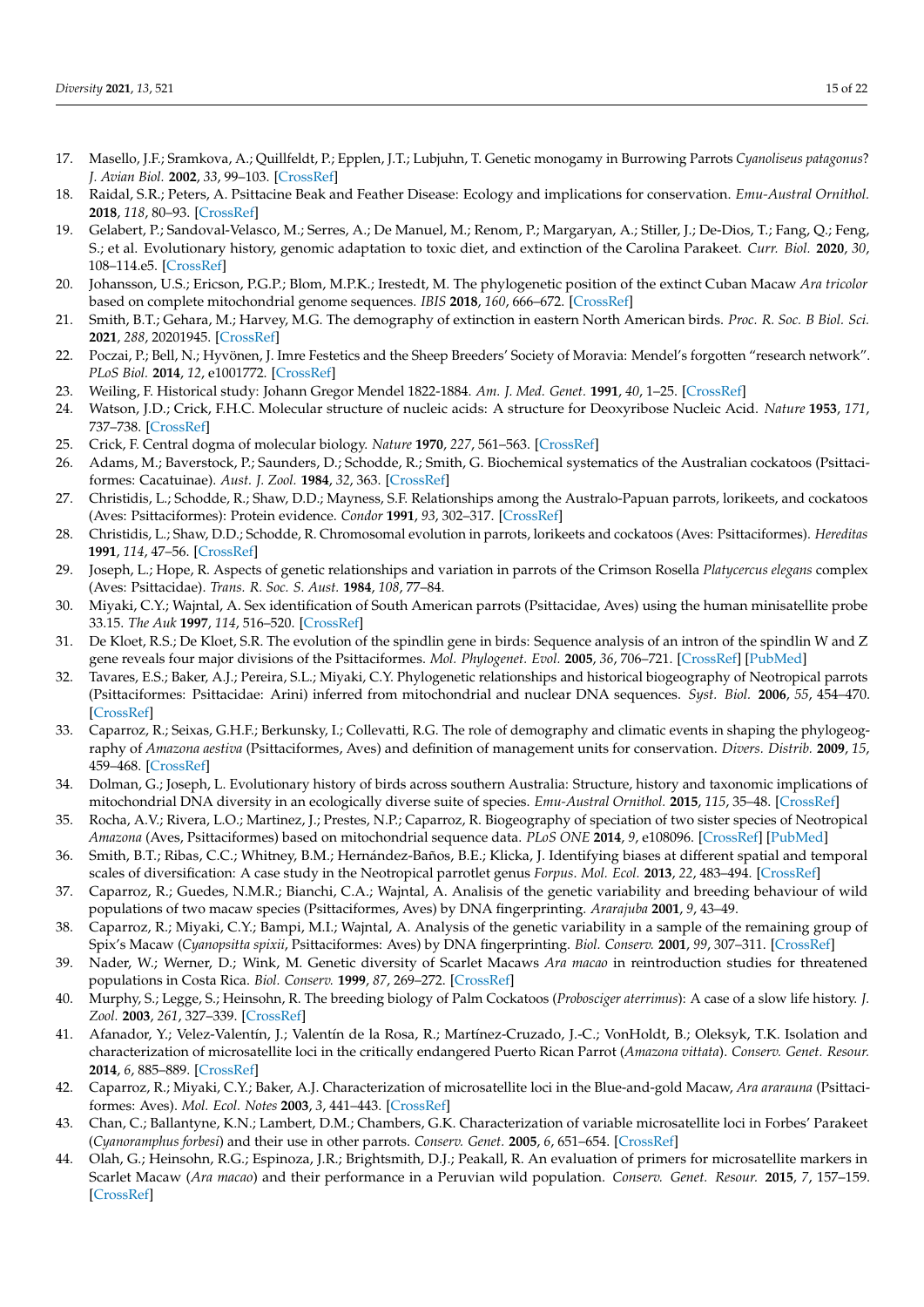17. Masello, J.F.; Sramkova, A.; Quillfeldt, P.; Epplen, J.T.; Lubjuhn, T. Genetic monogamy in Burrowing Parrots *Cyanoliseus patagonus*? *J. Avian Biol.* **2002**, *33*, 99–103. [CrossRef]
18. Raidal, S.R.; Peters, A. Psittacine Beak and Feather Disease: Ecology and implications for conservation. *Emu-Austral Ornithol.* **2018**, *118*, 80–93. [CrossRef]
19. Gelabert, P.; Sandoval-Velasco, M.; Serres, A.; De Manuel, M.; Renom, P.; Margaryan, A.; Stiller, J.; De-Dios, T.; Fang, Q.; Feng, S.; et al. Evolutionary history, genomic adaptation to toxic diet, and extinction of the Carolina Parakeet. *Curr. Biol.* **2020**, *30*, 108–114.e5. [CrossRef]
20. Johansson, U.S.; Ericson, P.G.P.; Blom, M.P.K.; Irestedt, M. The phylogenetic position of the extinct Cuban Macaw *Ara tricolor* based on complete mitochondrial genome sequences. *IBIS* **2018**, *160*, 666–672. [CrossRef]
21. Smith, B.T.; Gehara, M.; Harvey, M.G. The demography of extinction in eastern North American birds. *Proc. R. Soc. B Biol. Sci.* **2021**, *288*, 20201945. [CrossRef]
22. Poczai, P.; Bell, N.; Hyvönen, J. Imre Festetics and the Sheep Breeders' Society of Moravia: Mendel's forgotten "research network". *PLoS Biol.* **2014**, *12*, e1001772. [CrossRef]
23. Weiling, F. Historical study: Johann Gregor Mendel 1822-1884. *Am. J. Med. Genet.* **1991**, *40*, 1–25. [CrossRef]
24. Watson, J.D.; Crick, F.H.C. Molecular structure of nucleic acids: A structure for Deoxyribose Nucleic Acid. *Nature* **1953**, *171*, 737–738. [CrossRef]
25. Crick, F. Central dogma of molecular biology. *Nature* **1970**, *227*, 561–563. [CrossRef]
26. Adams, M.; Baverstock, P.; Saunders, D.; Schodde, R.; Smith, G. Biochemical systematics of the Australian cockatoos (Psittaciformes: Cacatuinae). *Aust. J. Zool.* **1984**, *32*, 363. [CrossRef]
27. Christidis, L.; Schodde, R.; Shaw, D.D.; Mayness, S.F. Relationships among the Australo-Papuan parrots, lorikeets, and cockatoos (Aves: Psittaciformes): Protein evidence. *Condor* **1991**, *93*, 302–317. [CrossRef]
28. Christidis, L.; Shaw, D.D.; Schodde, R. Chromosomal evolution in parrots, lorikeets and cockatoos (Aves: Psittaciformes). *Hereditas* **1991**, *114*, 47–56. [CrossRef]
29. Joseph, L.; Hope, R. Aspects of genetic relationships and variation in parrots of the Crimson Rosella *Platycercus elegans* complex (Aves: Psittacidae). *Trans. R. Soc. S. Aust.* **1984**, *108*, 77–84.
30. Miyaki, C.Y.; Wajntal, A. Sex identification of South American parrots (Psittacidae, Aves) using the human minisatellite probe 33.15. *The Auk* **1997**, *114*, 516–520. [CrossRef]
31. De Kloet, R.S.; De Kloet, S.R. The evolution of the spindlin gene in birds: Sequence analysis of an intron of the spindlin W and Z gene reveals four major divisions of the Psittaciformes. *Mol. Phylogenet. Evol.* **2005**, *36*, 706–721. [CrossRef] [PubMed]
32. Tavares, E.S.; Baker, A.J.; Pereira, S.L.; Miyaki, C.Y. Phylogenetic relationships and historical biogeography of Neotropical parrots (Psittaciformes: Psittacidae: Arini) inferred from mitochondrial and nuclear DNA sequences. *Syst. Biol.* **2006**, *55*, 454–470. [CrossRef]
33. Caparroz, R.; Seixas, G.H.F.; Berkunsky, I.; Collevatti, R.G. The role of demography and climatic events in shaping the phylogeography of *Amazona aestiva* (Psittaciformes, Aves) and definition of management units for conservation. *Divers. Distrib.* **2009**, *15*, 459–468. [CrossRef]
34. Dolman, G.; Joseph, L. Evolutionary history of birds across southern Australia: Structure, history and taxonomic implications of mitochondrial DNA diversity in an ecologically diverse suite of species. *Emu-Austral Ornithol.* **2015**, *115*, 35–48. [CrossRef]
35. Rocha, A.V.; Rivera, L.O.; Martinez, J.; Prestes, N.P.; Caparroz, R. Biogeography of speciation of two sister species of Neotropical *Amazona* (Aves, Psittaciformes) based on mitochondrial sequence data. *PLoS ONE* **2014**, *9*, e108096. [CrossRef] [PubMed]
36. Smith, B.T.; Ribas, C.C.; Whitney, B.M.; Hernández-Baños, B.E.; Klicka, J. Identifying biases at different spatial and temporal scales of diversification: A case study in the Neotropical parrotlet genus *Forpus*. *Mol. Ecol.* **2013**, *22*, 483–494. [CrossRef]
37. Caparroz, R.; Guedes, N.M.R.; Bianchi, C.A.; Wajntal, A. Analisis of the genetic variability and breeding behaviour of wild populations of two macaw species (Psittaciformes, Aves) by DNA fingerprinting. *Ararajuba* **2001**, *9*, 43–49.
38. Caparroz, R.; Miyaki, C.Y.; Bampi, M.I.; Wajntal, A. Analysis of the genetic variability in a sample of the remaining group of Spix's Macaw (*Cyanopsitta spixii*, Psittaciformes: Aves) by DNA fingerprinting. *Biol. Conserv.* **2001**, *99*, 307–311. [CrossRef]
39. Nader, W.; Werner, D.; Wink, M. Genetic diversity of Scarlet Macaws *Ara macao* in reintroduction studies for threatened populations in Costa Rica. *Biol. Conserv.* **1999**, *87*, 269–272. [CrossRef]
40. Murphy, S.; Legge, S.; Heinsohn, R. The breeding biology of Palm Cockatoos (*Probosciger aterrimus*): A case of a slow life history. *J. Zool.* **2003**, *261*, 327–339. [CrossRef]
41. Afanador, Y.; Velez-Valentín, J.; Valentín de la Rosa, R.; Martínez-Cruzado, J.-C.; VonHoldt, B.; Oleksyk, T.K. Isolation and characterization of microsatellite loci in the critically endangered Puerto Rican Parrot (*Amazona vittata*). *Conserv. Genet. Resour.* **2014**, *6*, 885–889. [CrossRef]
42. Caparroz, R.; Miyaki, C.Y.; Baker, A.J. Characterization of microsatellite loci in the Blue-and-gold Macaw, *Ara ararauna* (Psittaciformes: Aves). *Mol. Ecol. Notes* **2003**, *3*, 441–443. [CrossRef]
43. Chan, C.; Ballantyne, K.N.; Lambert, D.M.; Chambers, G.K. Characterization of variable microsatellite loci in Forbes' Parakeet (*Cyanoramphus forbesi*) and their use in other parrots. *Conserv. Genet.* **2005**, *6*, 651–654. [CrossRef]
44. Olah, G.; Heinsohn, R.G.; Espinoza, J.R.; Brightsmith, D.J.; Peakall, R. An evaluation of primers for microsatellite markers in Scarlet Macaw (*Ara macao*) and their performance in a Peruvian wild population. *Conserv. Genet. Resour.* **2015**, *7*, 157–159. [CrossRef]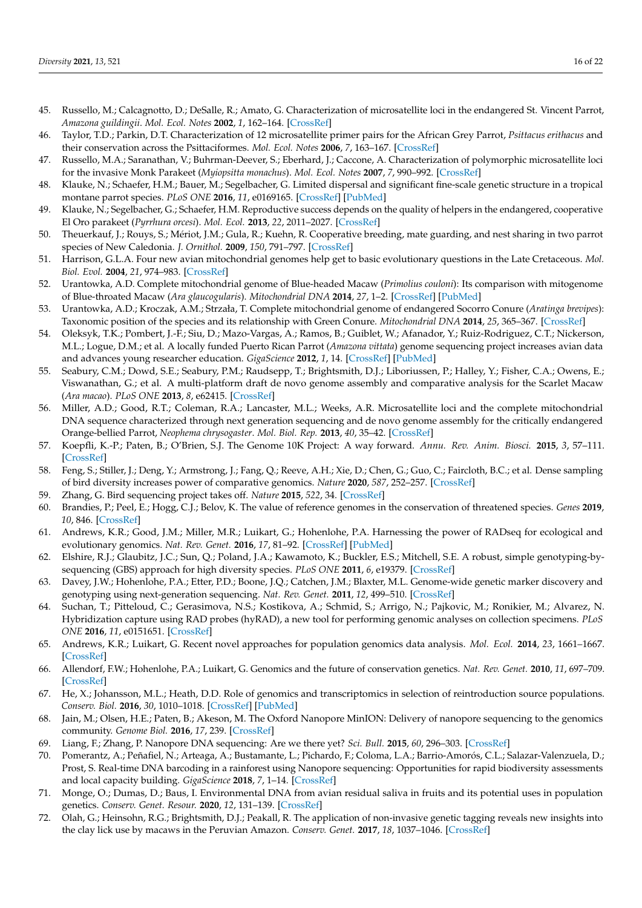45. Russello, M.; Calcagnotto, D.; DeSalle, R.; Amato, G. Characterization of microsatellite loci in the endangered St. Vincent Parrot, *Amazona guildingii*. *Mol. Ecol. Notes* **2002**, *1*, 162–164. [CrossRef]
46. Taylor, T.D.; Parkin, D.T. Characterization of 12 microsatellite primer pairs for the African Grey Parrot, *Psittacus erithacus* and their conservation across the Psittaciformes. *Mol. Ecol. Notes* **2006**, *7*, 163–167. [CrossRef]
47. Russello, M.A.; Saranathan, V.; Buhrman-Deever, S.; Eberhard, J.; Caccone, A. Characterization of polymorphic microsatellite loci for the invasive Monk Parakeet (*Myiopsitta monachus*). *Mol. Ecol. Notes* **2007**, *7*, 990–992. [CrossRef]
48. Klauke, N.; Schaefer, H.M.; Bauer, M.; Segelbacher, G. Limited dispersal and significant fine-scale genetic structure in a tropical montane parrot species. *PLoS ONE* **2016**, *11*, e0169165. [CrossRef] [PubMed]
49. Klauke, N.; Segelbacher, G.; Schaefer, H.M. Reproductive success depends on the quality of helpers in the endangered, cooperative El Oro parakeet (*Pyrrhura orcesi*). *Mol. Ecol.* **2013**, *22*, 2011–2027. [CrossRef]
50. Theuerkauf, J.; Rouys, S.; Mériot, J.M.; Gula, R.; Kuehn, R. Cooperative breeding, mate guarding, and nest sharing in two parrot species of New Caledonia. *J. Ornithol.* **2009**, *150*, 791–797. [CrossRef]
51. Harrison, G.L.A. Four new avian mitochondrial genomes help get to basic evolutionary questions in the Late Cretaceous. *Mol. Biol. Evol.* **2004**, *21*, 974–983. [CrossRef]
52. Urantowka, A.D. Complete mitochondrial genome of Blue-headed Macaw (*Primolius couloni*): Its comparison with mitogenome of Blue-throated Macaw (*Ara glaucogularis*). *Mitochondrial DNA* **2014**, *27*, 1–2. [CrossRef] [PubMed]
53. Urantowka, A.D.; Kroczak, A.M.; Strzała, T. Complete mitochondrial genome of endangered Socorro Conure (*Aratinga brevipes*): Taxonomic position of the species and its relationship with Green Conure. *Mitochondrial DNA* **2014**, *25*, 365–367. [CrossRef]
54. Oleksyk, T.K.; Pombert, J.-F.; Siu, D.; Mazo-Vargas, A.; Ramos, B.; Guiblet, W.; Afanador, Y.; Ruiz-Rodriguez, C.T.; Nickerson, M.L.; Logue, D.M.; et al. A locally funded Puerto Rican Parrot (*Amazona vittata*) genome sequencing project increases avian data and advances young researcher education. *GigaScience* **2012**, *1*, 14. [CrossRef] [PubMed]
55. Seabury, C.M.; Dowd, S.E.; Seabury, P.M.; Raudsepp, T.; Brightsmith, D.J.; Liboriussen, P.; Halley, Y.; Fisher, C.A.; Owens, E.; Viswanathan, G.; et al. A multi-platform draft de novo genome assembly and comparative analysis for the Scarlet Macaw (*Ara macao*). *PLoS ONE* **2013**, *8*, e62415. [CrossRef]
56. Miller, A.D.; Good, R.T.; Coleman, R.A.; Lancaster, M.L.; Weeks, A.R. Microsatellite loci and the complete mitochondrial DNA sequence characterized through next generation sequencing and de novo genome assembly for the critically endangered Orange-bellied Parrot, *Neophema chrysogaster*. *Mol. Biol. Rep.* **2013**, *40*, 35–42. [CrossRef]
57. Koepfli, K.-P.; Paten, B.; O'Brien, S.J. The Genome 10K Project: A way forward. *Annu. Rev. Anim. Biosci.* **2015**, *3*, 57–111. [CrossRef]
58. Feng, S.; Stiller, J.; Deng, Y.; Armstrong, J.; Fang, Q.; Reeve, A.H.; Xie, D.; Chen, G.; Guo, C.; Faircloth, B.C.; et al. Dense sampling of bird diversity increases power of comparative genomics. *Nature* **2020**, *587*, 252–257. [CrossRef]
59. Zhang, G. Bird sequencing project takes off. *Nature* **2015**, *522*, 34. [CrossRef]
60. Brandies, P.; Peel, E.; Hogg, C.J.; Belov, K. The value of reference genomes in the conservation of threatened species. *Genes* **2019**, *10*, 846. [CrossRef]
61. Andrews, K.R.; Good, J.M.; Miller, M.R.; Luikart, G.; Hohenlohe, P.A. Harnessing the power of RADseq for ecological and evolutionary genomics. *Nat. Rev. Genet.* **2016**, *17*, 81–92. [CrossRef] [PubMed]
62. Elshire, R.J.; Glaubitz, J.C.; Sun, Q.; Poland, J.A.; Kawamoto, K.; Buckler, E.S.; Mitchell, S.E. A robust, simple genotyping-by-sequencing (GBS) approach for high diversity species. *PLoS ONE* **2011**, *6*, e19379. [CrossRef]
63. Davey, J.W.; Hohenlohe, P.A.; Etter, P.D.; Boone, J.Q.; Catchen, J.M.; Blaxter, M.L. Genome-wide genetic marker discovery and genotyping using next-generation sequencing. *Nat. Rev. Genet.* **2011**, *12*, 499–510. [CrossRef]
64. Suchan, T.; Pitteloud, C.; Gerasimova, N.S.; Kostikova, A.; Schmid, S.; Arrigo, N.; Pajkovic, M.; Ronikier, M.; Alvarez, N. Hybridization capture using RAD probes (hyRAD), a new tool for performing genomic analyses on collection specimens. *PLoS ONE* **2016**, *11*, e0151651. [CrossRef]
65. Andrews, K.R.; Luikart, G. Recent novel approaches for population genomics data analysis. *Mol. Ecol.* **2014**, *23*, 1661–1667. [CrossRef]
66. Allendorf, F.W.; Hohenlohe, P.A.; Luikart, G. Genomics and the future of conservation genetics. *Nat. Rev. Genet.* **2010**, *11*, 697–709. [CrossRef]
67. He, X.; Johansson, M.L.; Heath, D.D. Role of genomics and transcriptomics in selection of reintroduction source populations. *Conserv. Biol.* **2016**, *30*, 1010–1018. [CrossRef] [PubMed]
68. Jain, M.; Olsen, H.E.; Paten, B.; Akeson, M. The Oxford Nanopore MinION: Delivery of nanopore sequencing to the genomics community. *Genome Biol.* **2016**, *17*, 239. [CrossRef]
69. Liang, F.; Zhang, P. Nanopore DNA sequencing: Are we there yet? *Sci. Bull.* **2015**, *60*, 296–303. [CrossRef]
70. Pomerantz, A.; Peñafiel, N.; Arteaga, A.; Bustamante, L.; Pichardo, F.; Coloma, L.A.; Barrio-Amorós, C.L.; Salazar-Valenzuela, D.; Prost, S. Real-time DNA barcoding in a rainforest using Nanopore sequencing: Opportunities for rapid biodiversity assessments and local capacity building. *GigaScience* **2018**, *7*, 1–14. [CrossRef]
71. Monge, O.; Dumas, D.; Baus, I. Environmental DNA from avian residual saliva in fruits and its potential uses in population genetics. *Conserv. Genet. Resour.* **2020**, *12*, 131–139. [CrossRef]
72. Olah, G.; Heinsohn, R.G.; Brightsmith, D.J.; Peakall, R. The application of non-invasive genetic tagging reveals new insights into the clay lick use by macaws in the Peruvian Amazon. *Conserv. Genet.* **2017**, *18*, 1037–1046. [CrossRef]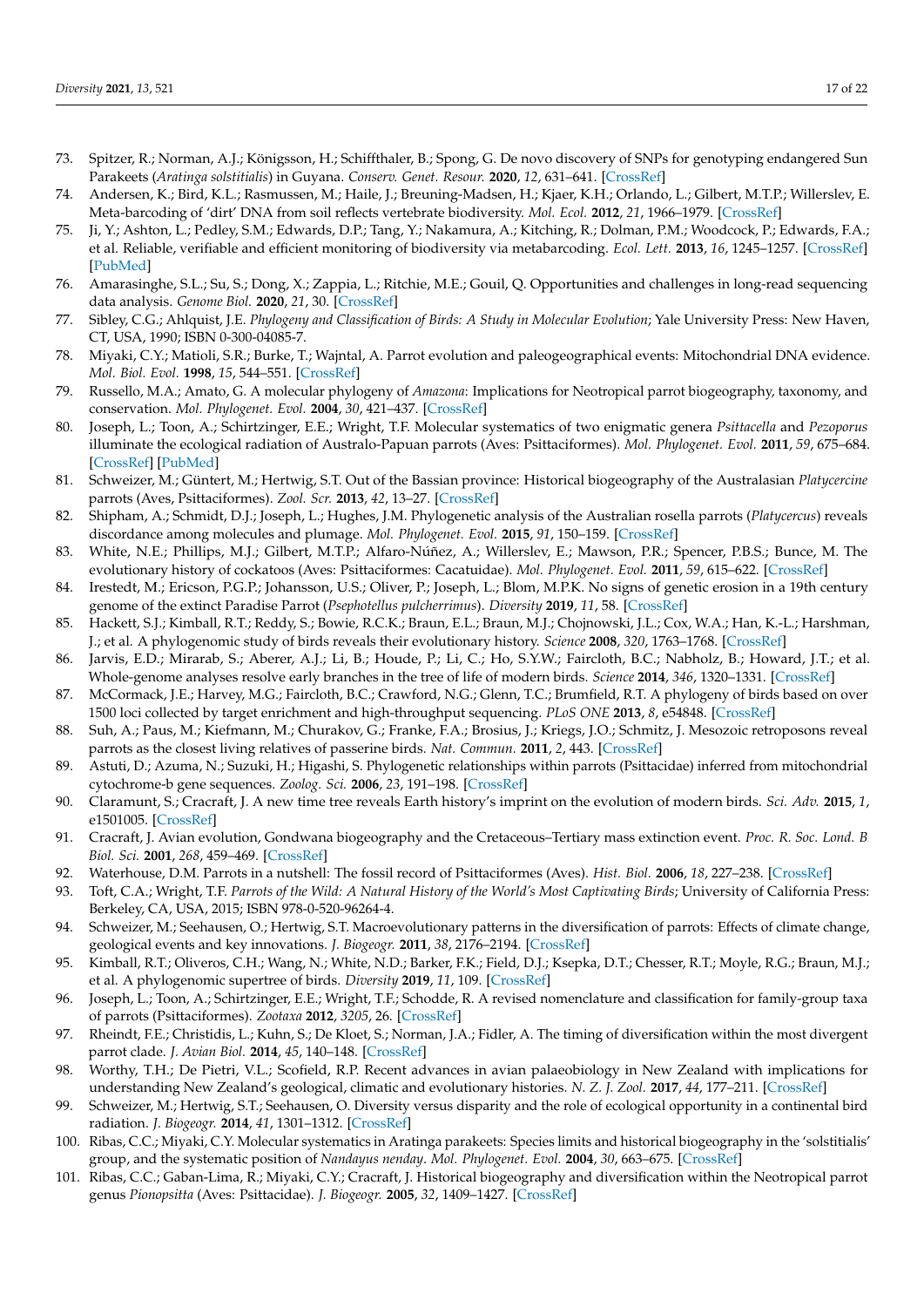73. Spitzer, R.; Norman, A.J.; Königsson, H.; Schiffthaler, B.; Spong, G. De novo discovery of SNPs for genotyping endangered Sun Parakeets (*Aratinga solstitialis*) in Guyana. *Conserv. Genet. Resour.* **2020**, *12*, 631–641. [CrossRef]
74. Andersen, K.; Bird, K.L.; Rasmussen, M.; Haile, J.; Breuning-Madsen, H.; Kjaer, K.H.; Orlando, L.; Gilbert, M.T.P.; Willerslev, E. Meta-barcoding of 'dirt' DNA from soil reflects vertebrate biodiversity. *Mol. Ecol.* **2012**, *21*, 1966–1979. [CrossRef]
75. Ji, Y.; Ashton, L.; Pedley, S.M.; Edwards, D.P.; Tang, Y.; Nakamura, A.; Kitching, R.; Dolman, P.M.; Woodcock, P.; Edwards, F.A.; et al. Reliable, verifiable and efficient monitoring of biodiversity via metabarcoding. *Ecol. Lett.* **2013**, *16*, 1245–1257. [CrossRef] [PubMed]
76. Amarasinghe, S.L.; Su, S.; Dong, X.; Zappia, L.; Ritchie, M.E.; Gouil, Q. Opportunities and challenges in long-read sequencing data analysis. *Genome Biol.* **2020**, *21*, 30. [CrossRef]
77. Sibley, C.G.; Ahlquist, J.E. *Phylogeny and Classification of Birds: A Study in Molecular Evolution*; Yale University Press: New Haven, CT, USA, 1990; ISBN 0-300-04085-7.
78. Miyaki, C.Y.; Matioli, S.R.; Burke, T.; Wajntal, A. Parrot evolution and paleogeographical events: Mitochondrial DNA evidence. *Mol. Biol. Evol.* **1998**, *15*, 544–551. [CrossRef]
79. Russello, M.A.; Amato, G. A molecular phylogeny of *Amazona*: Implications for Neotropical parrot biogeography, taxonomy, and conservation. *Mol. Phylogenet. Evol.* **2004**, *30*, 421–437. [CrossRef]
80. Joseph, L.; Toon, A.; Schirtzinger, E.E.; Wright, T.F. Molecular systematics of two enigmatic genera *Psittacella* and *Pezoporus* illuminate the ecological radiation of Australo-Papuan parrots (Aves: Psittaciformes). *Mol. Phylogenet. Evol.* **2011**, *59*, 675–684. [CrossRef] [PubMed]
81. Schweizer, M.; Güntert, M.; Hertwig, S.T. Out of the Bassian province: Historical biogeography of the Australasian *Platycercine* parrots (Aves, Psittaciformes). *Zool. Scr.* **2013**, *42*, 13–27. [CrossRef]
82. Shipham, A.; Schmidt, D.J.; Joseph, L.; Hughes, J.M. Phylogenetic analysis of the Australian rosella parrots (*Platycercus*) reveals discordance among molecules and plumage. *Mol. Phylogenet. Evol.* **2015**, *91*, 150–159. [CrossRef]
83. White, N.E.; Phillips, M.J.; Gilbert, M.T.P.; Alfaro-Núñez, A.; Willerslev, E.; Mawson, P.R.; Spencer, P.B.S.; Bunce, M. The evolutionary history of cockatoos (Aves: Psittaciformes: Cacatuidae). *Mol. Phylogenet. Evol.* **2011**, *59*, 615–622. [CrossRef]
84. Irestedt, M.; Ericson, P.G.P.; Johansson, U.S.; Oliver, P.; Joseph, L.; Blom, M.P.K. No signs of genetic erosion in a 19th century genome of the extinct Paradise Parrot (*Psephotellus pulcherrimus*). *Diversity* **2019**, *11*, 58. [CrossRef]
85. Hackett, S.J.; Kimball, R.T.; Reddy, S.; Bowie, R.C.K.; Braun, E.L.; Braun, M.J.; Chojnowski, J.L.; Cox, W.A.; Han, K.-L.; Harshman, J.; et al. A phylogenomic study of birds reveals their evolutionary history. *Science* **2008**, *320*, 1763–1768. [CrossRef]
86. Jarvis, E.D.; Mirarab, S.; Aberer, A.J.; Li, B.; Houde, P.; Li, C.; Ho, S.Y.W.; Faircloth, B.C.; Nabholz, B.; Howard, J.T.; et al. Whole-genome analyses resolve early branches in the tree of life of modern birds. *Science* **2014**, *346*, 1320–1331. [CrossRef]
87. McCormack, J.E.; Harvey, M.G.; Faircloth, B.C.; Crawford, N.G.; Glenn, T.C.; Brumfield, R.T. A phylogeny of birds based on over 1500 loci collected by target enrichment and high-throughput sequencing. *PLoS ONE* **2013**, *8*, e54848. [CrossRef]
88. Suh, A.; Paus, M.; Kiefmann, M.; Churakov, G.; Franke, F.A.; Brosius, J.; Kriegs, J.O.; Schmitz, J. Mesozoic retroposons reveal parrots as the closest living relatives of passerine birds. *Nat. Commun.* **2011**, *2*, 443. [CrossRef]
89. Astuti, D.; Azuma, N.; Suzuki, H.; Higashi, S. Phylogenetic relationships within parrots (Psittacidae) inferred from mitochondrial cytochrome-b gene sequences. *Zoolog. Sci.* **2006**, *23*, 191–198. [CrossRef]
90. Claramunt, S.; Cracraft, J. A new time tree reveals Earth history's imprint on the evolution of modern birds. *Sci. Adv.* **2015**, *1*, e1501005. [CrossRef]
91. Cracraft, J. Avian evolution, Gondwana biogeography and the Cretaceous–Tertiary mass extinction event. *Proc. R. Soc. Lond. B Biol. Sci.* **2001**, *268*, 459–469. [CrossRef]
92. Waterhouse, D.M. Parrots in a nutshell: The fossil record of Psittaciformes (Aves). *Hist. Biol.* **2006**, *18*, 227–238. [CrossRef]
93. Toft, C.A.; Wright, T.F. *Parrots of the Wild: A Natural History of the World's Most Captivating Birds*; University of California Press: Berkeley, CA, USA, 2015; ISBN 978-0-520-96264-4.
94. Schweizer, M.; Seehausen, O.; Hertwig, S.T. Macroevolutionary patterns in the diversification of parrots: Effects of climate change, geological events and key innovations. *J. Biogeogr.* **2011**, *38*, 2176–2194. [CrossRef]
95. Kimball, R.T.; Oliveros, C.H.; Wang, N.; White, N.D.; Barker, F.K.; Field, D.J.; Ksepka, D.T.; Chesser, R.T.; Moyle, R.G.; Braun, M.J.; et al. A phylogenomic supertree of birds. *Diversity* **2019**, *11*, 109. [CrossRef]
96. Joseph, L.; Toon, A.; Schirtzinger, E.E.; Wright, T.F.; Schodde, R. A revised nomenclature and classification for family-group taxa of parrots (Psittaciformes). *Zootaxa* **2012**, *3205*, 26. [CrossRef]
97. Rheindt, F.E.; Christidis, L.; Kuhn, S.; De Kloet, S.; Norman, J.A.; Fidler, A. The timing of diversification within the most divergent parrot clade. *J. Avian Biol.* **2014**, *45*, 140–148. [CrossRef]
98. Worthy, T.H.; De Pietri, V.L.; Scofield, R.P. Recent advances in avian palaeobiology in New Zealand with implications for understanding New Zealand's geological, climatic and evolutionary histories. *N. Z. J. Zool.* **2017**, *44*, 177–211. [CrossRef]
99. Schweizer, M.; Hertwig, S.T.; Seehausen, O. Diversity versus disparity and the role of ecological opportunity in a continental bird radiation. *J. Biogeogr.* **2014**, *41*, 1301–1312. [CrossRef]
100. Ribas, C.C.; Miyaki, C.Y. Molecular systematics in Aratinga parakeets: Species limits and historical biogeography in the 'solstitialis' group, and the systematic position of *Nandayus nenday*. *Mol. Phylogenet. Evol.* **2004**, *30*, 663–675. [CrossRef]
101. Ribas, C.C.; Gaban-Lima, R.; Miyaki, C.Y.; Cracraft, J. Historical biogeography and diversification within the Neotropical parrot genus *Pionopsitta* (Aves: Psittacidae). *J. Biogeogr.* **2005**, *32*, 1409–1427. [CrossRef]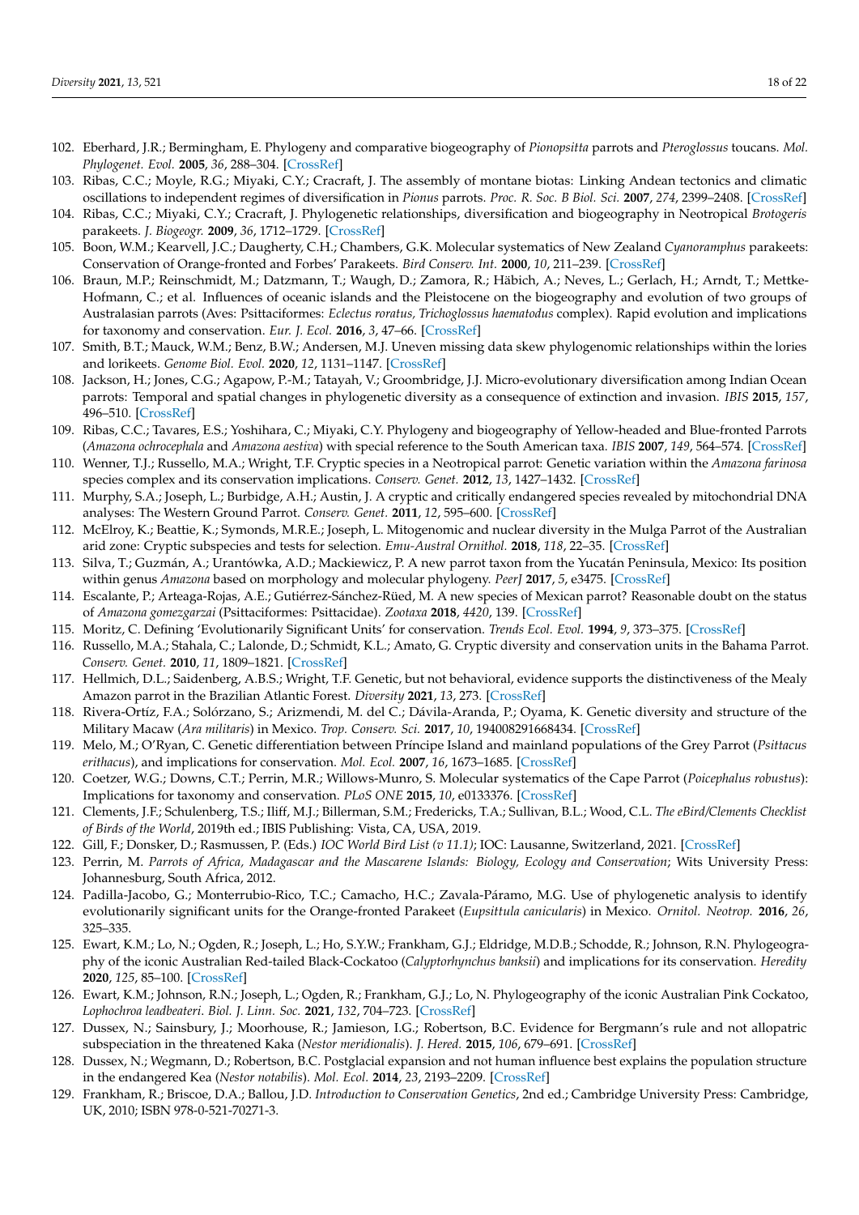102. Eberhard, J.R.; Bermingham, E. Phylogeny and comparative biogeography of *Pionopsitta* parrots and *Pteroglossus* toucans. *Mol. Phylogenet. Evol.* **2005**, *36*, 288–304. [CrossRef]
103. Ribas, C.C.; Moyle, R.G.; Miyaki, C.Y.; Cracraft, J. The assembly of montane biotas: Linking Andean tectonics and climatic oscillations to independent regimes of diversification in *Pionus* parrots. *Proc. R. Soc. B Biol. Sci.* **2007**, *274*, 2399–2408. [CrossRef]
104. Ribas, C.C.; Miyaki, C.Y.; Cracraft, J. Phylogenetic relationships, diversification and biogeography in Neotropical *Brotogeris* parakeets. *J. Biogeogr.* **2009**, *36*, 1712–1729. [CrossRef]
105. Boon, W.M.; Kearvell, J.C.; Daugherty, C.H.; Chambers, G.K. Molecular systematics of New Zealand *Cyanoramphus* parakeets: Conservation of Orange-fronted and Forbes' Parakeets. *Bird Conserv. Int.* **2000**, *10*, 211–239. [CrossRef]
106. Braun, M.P.; Reinschmidt, M.; Datzmann, T.; Waugh, D.; Zamora, R.; Häbich, A.; Neves, L.; Gerlach, H.; Arndt, T.; Mettke-Hofmann, C.; et al. Influences of oceanic islands and the Pleistocene on the biogeography and evolution of two groups of Australasian parrots (Aves: Psittaciformes: *Eclectus roratus, Trichoglossus haematodus* complex). Rapid evolution and implications for taxonomy and conservation. *Eur. J. Ecol.* **2016**, *3*, 47–66. [CrossRef]
107. Smith, B.T.; Mauck, W.M.; Benz, B.W.; Andersen, M.J. Uneven missing data skew phylogenomic relationships within the lories and lorikeets. *Genome Biol. Evol.* **2020**, *12*, 1131–1147. [CrossRef]
108. Jackson, H.; Jones, C.G.; Agapow, P.-M.; Tatayah, V.; Groombridge, J.J. Micro-evolutionary diversification among Indian Ocean parrots: Temporal and spatial changes in phylogenetic diversity as a consequence of extinction and invasion. *IBIS* **2015**, *157*, 496–510. [CrossRef]
109. Ribas, C.C.; Tavares, E.S.; Yoshihara, C.; Miyaki, C.Y. Phylogeny and biogeography of Yellow-headed and Blue-fronted Parrots (*Amazona ochrocephala* and *Amazona aestiva*) with special reference to the South American taxa. *IBIS* **2007**, *149*, 564–574. [CrossRef]
110. Wenner, T.J.; Russello, M.A.; Wright, T.F. Cryptic species in a Neotropical parrot: Genetic variation within the *Amazona farinosa* species complex and its conservation implications. *Conserv. Genet.* **2012**, *13*, 1427–1432. [CrossRef]
111. Murphy, S.A.; Joseph, L.; Burbidge, A.H.; Austin, J. A cryptic and critically endangered species revealed by mitochondrial DNA analyses: The Western Ground Parrot. *Conserv. Genet.* **2011**, *12*, 595–600. [CrossRef]
112. McElroy, K.; Beattie, K.; Symonds, M.R.E.; Joseph, L. Mitogenomic and nuclear diversity in the Mulga Parrot of the Australian arid zone: Cryptic subspecies and tests for selection. *Emu-Austral Ornithol.* **2018**, *118*, 22–35. [CrossRef]
113. Silva, T.; Guzmán, A.; Urantówka, A.D.; Mackiewicz, P. A new parrot taxon from the Yucatán Peninsula, Mexico: Its position within genus *Amazona* based on morphology and molecular phylogeny. *PeerJ* **2017**, *5*, e3475. [CrossRef]
114. Escalante, P.; Arteaga-Rojas, A.E.; Gutiérrez-Sánchez-Rüed, M. A new species of Mexican parrot? Reasonable doubt on the status of *Amazona gomezgarzai* (Psittaciformes: Psittacidae). *Zootaxa* **2018**, *4420*, 139. [CrossRef]
115. Moritz, C. Defining 'Evolutionarily Significant Units' for conservation. *Trends Ecol. Evol.* **1994**, *9*, 373–375. [CrossRef]
116. Russello, M.A.; Stahala, C.; Lalonde, D.; Schmidt, K.L.; Amato, G. Cryptic diversity and conservation units in the Bahama Parrot. *Conserv. Genet.* **2010**, *11*, 1809–1821. [CrossRef]
117. Hellmich, D.L.; Saidenberg, A.B.S.; Wright, T.F. Genetic, but not behavioral, evidence supports the distinctiveness of the Mealy Amazon parrot in the Brazilian Atlantic Forest. *Diversity* **2021**, *13*, 273. [CrossRef]
118. Rivera-Ortíz, F.A.; Solórzano, S.; Arizmendi, M. del C.; Dávila-Aranda, P.; Oyama, K. Genetic diversity and structure of the Military Macaw (*Ara militaris*) in Mexico. *Trop. Conserv. Sci.* **2017**, *10*, 194008291668434. [CrossRef]
119. Melo, M.; O'Ryan, C. Genetic differentiation between Príncipe Island and mainland populations of the Grey Parrot (*Psittacus erithacus*), and implications for conservation. *Mol. Ecol.* **2007**, *16*, 1673–1685. [CrossRef]
120. Coetzer, W.G.; Downs, C.T.; Perrin, M.R.; Willows-Munro, S. Molecular systematics of the Cape Parrot (*Poicephalus robustus*): Implications for taxonomy and conservation. *PLoS ONE* **2015**, *10*, e0133376. [CrossRef]
121. Clements, J.F.; Schulenberg, T.S.; Iliff, M.J.; Billerman, S.M.; Fredericks, T.A.; Sullivan, B.L.; Wood, C.L. *The eBird/Clements Checklist of Birds of the World*, 2019th ed.; IBIS Publishing: Vista, CA, USA, 2019.
122. Gill, F.; Donsker, D.; Rasmussen, P. (Eds.) *IOC World Bird List (v 11.1)*; IOC: Lausanne, Switzerland, 2021. [CrossRef]
123. Perrin, M. *Parrots of Africa, Madagascar and the Mascarene Islands: Biology, Ecology and Conservation*; Wits University Press: Johannesburg, South Africa, 2012.
124. Padilla-Jacobo, G.; Monterrubio-Rico, T.C.; Camacho, H.C.; Zavala-Páramo, M.G. Use of phylogenetic analysis to identify evolutionarily significant units for the Orange-fronted Parakeet (*Eupsittula canicularis*) in Mexico. *Ornitol. Neotrop.* **2016**, *26*, 325–335.
125. Ewart, K.M.; Lo, N.; Ogden, R.; Joseph, L.; Ho, S.Y.W.; Frankham, G.J.; Eldridge, M.D.B.; Schodde, R.; Johnson, R.N. Phylogeography of the iconic Australian Red-tailed Black-Cockatoo (*Calyptorhynchus banksii*) and implications for its conservation. *Heredity* **2020**, *125*, 85–100. [CrossRef]
126. Ewart, K.M.; Johnson, R.N.; Joseph, L.; Ogden, R.; Frankham, G.J.; Lo, N. Phylogeography of the iconic Australian Pink Cockatoo, *Lophochroa leadbeateri*. *Biol. J. Linn. Soc.* **2021**, *132*, 704–723. [CrossRef]
127. Dussex, N.; Sainsbury, J.; Moorhouse, R.; Jamieson, I.G.; Robertson, B.C. Evidence for Bergmann's rule and not allopatric subspeciation in the threatened Kaka (*Nestor meridionalis*). *J. Hered.* **2015**, *106*, 679–691. [CrossRef]
128. Dussex, N.; Wegmann, D.; Robertson, B.C. Postglacial expansion and not human influence best explains the population structure in the endangered Kea (*Nestor notabilis*). *Mol. Ecol.* **2014**, *23*, 2193–2209. [CrossRef]
129. Frankham, R.; Briscoe, D.A.; Ballou, J.D. *Introduction to Conservation Genetics*, 2nd ed.; Cambridge University Press: Cambridge, UK, 2010; ISBN 978-0-521-70271-3.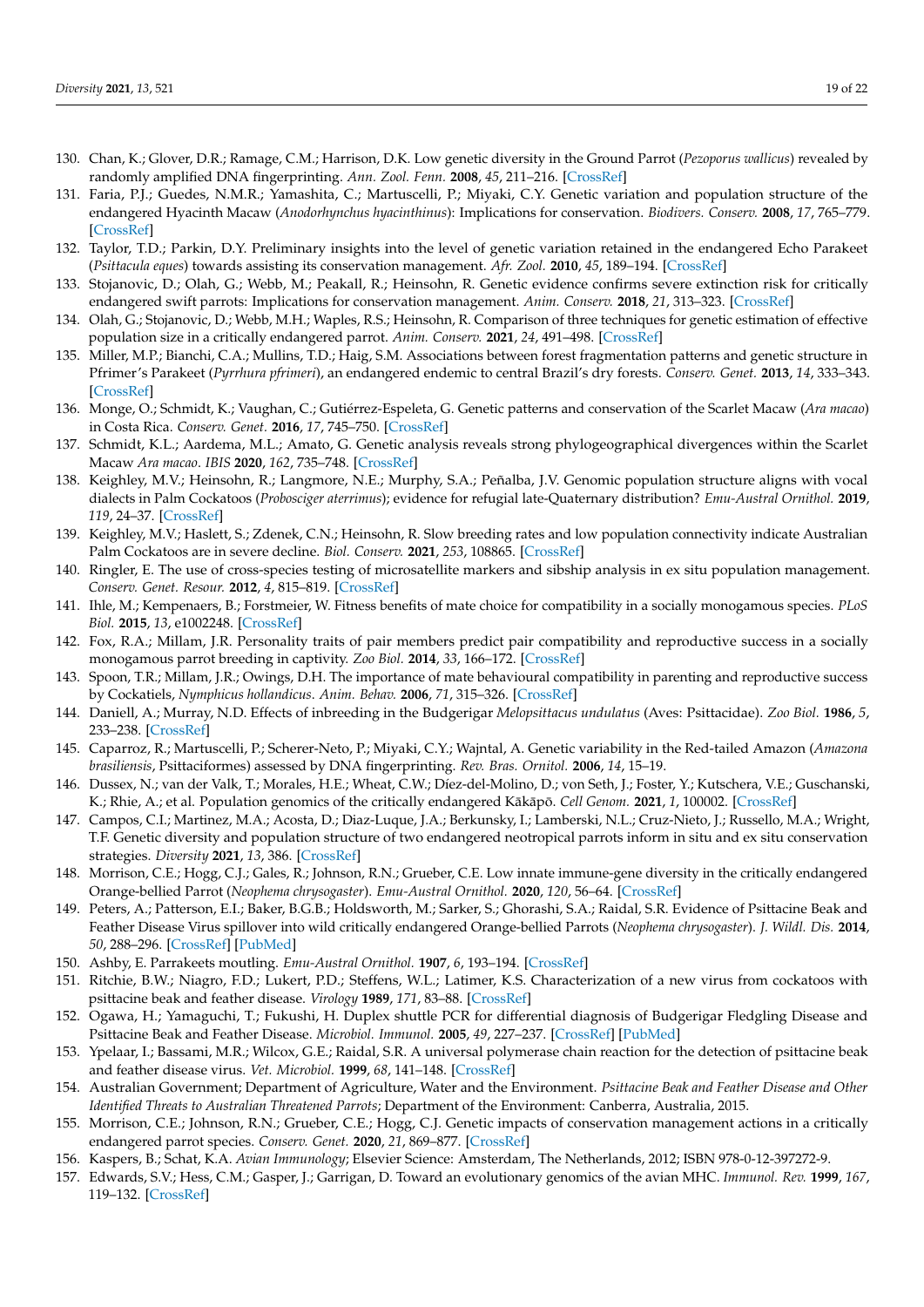130. Chan, K.; Glover, D.R.; Ramage, C.M.; Harrison, D.K. Low genetic diversity in the Ground Parrot (*Pezoporus wallicus*) revealed by randomly amplified DNA fingerprinting. *Ann. Zool. Fenn.* **2008**, *45*, 211–216. [CrossRef]
131. Faria, P.J.; Guedes, N.M.R.; Yamashita, C.; Martuscelli, P.; Miyaki, C.Y. Genetic variation and population structure of the endangered Hyacinth Macaw (*Anodorhynchus hyacinthinus*): Implications for conservation. *Biodivers. Conserv.* **2008**, *17*, 765–779. [CrossRef]
132. Taylor, T.D.; Parkin, D.Y. Preliminary insights into the level of genetic variation retained in the endangered Echo Parakeet (*Psittacula eques*) towards assisting its conservation management. *Afr. Zool.* **2010**, *45*, 189–194. [CrossRef]
133. Stojanovic, D.; Olah, G.; Webb, M.; Peakall, R.; Heinsohn, R. Genetic evidence confirms severe extinction risk for critically endangered swift parrots: Implications for conservation management. *Anim. Conserv.* **2018**, *21*, 313–323. [CrossRef]
134. Olah, G.; Stojanovic, D.; Webb, M.H.; Waples, R.S.; Heinsohn, R. Comparison of three techniques for genetic estimation of effective population size in a critically endangered parrot. *Anim. Conserv.* **2021**, *24*, 491–498. [CrossRef]
135. Miller, M.P.; Bianchi, C.A.; Mullins, T.D.; Haig, S.M. Associations between forest fragmentation patterns and genetic structure in Pfrimer's Parakeet (*Pyrrhura pfrimeri*), an endangered endemic to central Brazil's dry forests. *Conserv. Genet.* **2013**, *14*, 333–343. [CrossRef]
136. Monge, O.; Schmidt, K.; Vaughan, C.; Gutiérrez-Espeleta, G. Genetic patterns and conservation of the Scarlet Macaw (*Ara macao*) in Costa Rica. *Conserv. Genet.* **2016**, *17*, 745–750. [CrossRef]
137. Schmidt, K.L.; Aardema, M.L.; Amato, G. Genetic analysis reveals strong phylogeographical divergences within the Scarlet Macaw *Ara macao*. *IBIS* **2020**, *162*, 735–748. [CrossRef]
138. Keighley, M.V.; Heinsohn, R.; Langmore, N.E.; Murphy, S.A.; Peñalba, J.V. Genomic population structure aligns with vocal dialects in Palm Cockatoos (*Probosciger aterrimus*); evidence for refugial late-Quaternary distribution? *Emu-Austral Ornithol.* **2019**, *119*, 24–37. [CrossRef]
139. Keighley, M.V.; Haslett, S.; Zdenek, C.N.; Heinsohn, R. Slow breeding rates and low population connectivity indicate Australian Palm Cockatoos are in severe decline. *Biol. Conserv.* **2021**, *253*, 108865. [CrossRef]
140. Ringler, E. The use of cross-species testing of microsatellite markers and sibship analysis in ex situ population management. *Conserv. Genet. Resour.* **2012**, *4*, 815–819. [CrossRef]
141. Ihle, M.; Kempenaers, B.; Forstmeier, W. Fitness benefits of mate choice for compatibility in a socially monogamous species. *PLoS Biol.* **2015**, *13*, e1002248. [CrossRef]
142. Fox, R.A.; Millam, J.R. Personality traits of pair members predict pair compatibility and reproductive success in a socially monogamous parrot breeding in captivity. *Zoo Biol.* **2014**, *33*, 166–172. [CrossRef]
143. Spoon, T.R.; Millam, J.R.; Owings, D.H. The importance of mate behavioural compatibility in parenting and reproductive success by Cockatiels, *Nymphicus hollandicus*. *Anim. Behav.* **2006**, *71*, 315–326. [CrossRef]
144. Daniell, A.; Murray, N.D. Effects of inbreeding in the Budgerigar *Melopsittacus undulatus* (Aves: Psittacidae). *Zoo Biol.* **1986**, *5*, 233–238. [CrossRef]
145. Caparroz, R.; Martuscelli, P.; Scherer-Neto, P.; Miyaki, C.Y.; Wajntal, A. Genetic variability in the Red-tailed Amazon (*Amazona brasiliensis*, Psittaciformes) assessed by DNA fingerprinting. *Rev. Bras. Ornitol.* **2006**, *14*, 15–19.
146. Dussex, N.; van der Valk, T.; Morales, H.E.; Wheat, C.W.; Díez-del-Molino, D.; von Seth, J.; Foster, Y.; Kutschera, V.E.; Guschanski, K.; Rhie, A.; et al. Population genomics of the critically endangered Kākāpō. *Cell Genom.* **2021**, *1*, 100002. [CrossRef]
147. Campos, C.I.; Martinez, M.A.; Acosta, D.; Diaz-Luque, J.A.; Berkunsky, I.; Lamberski, N.L.; Cruz-Nieto, J.; Russello, M.A.; Wright, T.F. Genetic diversity and population structure of two endangered neotropical parrots inform in situ and ex situ conservation strategies. *Diversity* **2021**, *13*, 386. [CrossRef]
148. Morrison, C.E.; Hogg, C.J.; Gales, R.; Johnson, R.N.; Grueber, C.E. Low innate immune-gene diversity in the critically endangered Orange-bellied Parrot (*Neophema chrysogaster*). *Emu-Austral Ornithol.* **2020**, *120*, 56–64. [CrossRef]
149. Peters, A.; Patterson, E.I.; Baker, B.G.B.; Holdsworth, M.; Sarker, S.; Ghorashi, S.A.; Raidal, S.R. Evidence of Psittacine Beak and Feather Disease Virus spillover into wild critically endangered Orange-bellied Parrots (*Neophema chrysogaster*). *J. Wildl. Dis.* **2014**, *50*, 288–296. [CrossRef] [PubMed]
150. Ashby, E. Parrakeets moutling. *Emu-Austral Ornithol.* **1907**, *6*, 193–194. [CrossRef]
151. Ritchie, B.W.; Niagro, F.D.; Lukert, P.D.; Steffens, W.L.; Latimer, K.S. Characterization of a new virus from cockatoos with psittacine beak and feather disease. *Virology* **1989**, *171*, 83–88. [CrossRef]
152. Ogawa, H.; Yamaguchi, T.; Fukushi, H. Duplex shuttle PCR for differential diagnosis of Budgerigar Fledgling Disease and Psittacine Beak and Feather Disease. *Microbiol. Immunol.* **2005**, *49*, 227–237. [CrossRef] [PubMed]
153. Ypelaar, I.; Bassami, M.R.; Wilcox, G.E.; Raidal, S.R. A universal polymerase chain reaction for the detection of psittacine beak and feather disease virus. *Vet. Microbiol.* **1999**, *68*, 141–148. [CrossRef]
154. Australian Government; Department of Agriculture, Water and the Environment. *Psittacine Beak and Feather Disease and Other Identified Threats to Australian Threatened Parrots*; Department of the Environment: Canberra, Australia, 2015.
155. Morrison, C.E.; Johnson, R.N.; Grueber, C.E.; Hogg, C.J. Genetic impacts of conservation management actions in a critically endangered parrot species. *Conserv. Genet.* **2020**, *21*, 869–877. [CrossRef]
156. Kaspers, B.; Schat, K.A. *Avian Immunology*; Elsevier Science: Amsterdam, The Netherlands, 2012; ISBN 978-0-12-397272-9.
157. Edwards, S.V.; Hess, C.M.; Gasper, J.; Garrigan, D. Toward an evolutionary genomics of the avian MHC. *Immunol. Rev.* **1999**, *167*, 119–132. [CrossRef]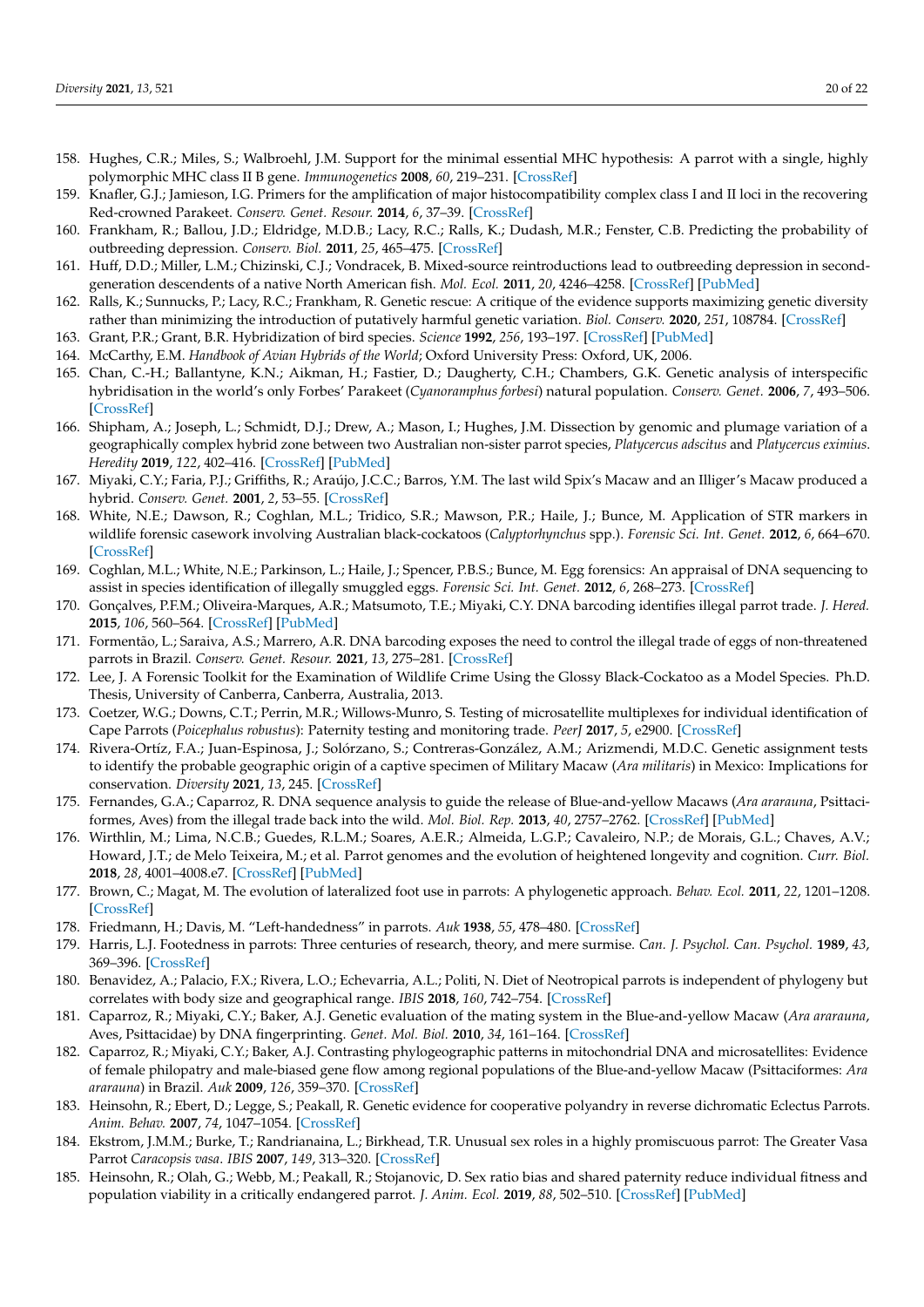158. Hughes, C.R.; Miles, S.; Walbroehl, J.M. Support for the minimal essential MHC hypothesis: A parrot with a single, highly polymorphic MHC class II B gene. *Immunogenetics* **2008**, *60*, 219–231. [CrossRef]
159. Knafler, G.J.; Jamieson, I.G. Primers for the amplification of major histocompatibility complex class I and II loci in the recovering Red-crowned Parakeet. *Conserv. Genet. Resour.* **2014**, *6*, 37–39. [CrossRef]
160. Frankham, R.; Ballou, J.D.; Eldridge, M.D.B.; Lacy, R.C.; Ralls, K.; Dudash, M.R.; Fenster, C.B. Predicting the probability of outbreeding depression. *Conserv. Biol.* **2011**, *25*, 465–475. [CrossRef]
161. Huff, D.D.; Miller, L.M.; Chizinski, C.J.; Vondracek, B. Mixed-source reintroductions lead to outbreeding depression in second-generation descendents of a native North American fish. *Mol. Ecol.* **2011**, *20*, 4246–4258. [CrossRef] [PubMed]
162. Ralls, K.; Sunnucks, P.; Lacy, R.C.; Frankham, R. Genetic rescue: A critique of the evidence supports maximizing genetic diversity rather than minimizing the introduction of putatively harmful genetic variation. *Biol. Conserv.* **2020**, *251*, 108784. [CrossRef]
163. Grant, P.R.; Grant, B.R. Hybridization of bird species. *Science* **1992**, *256*, 193–197. [CrossRef] [PubMed]
164. McCarthy, E.M. *Handbook of Avian Hybrids of the World*; Oxford University Press: Oxford, UK, 2006.
165. Chan, C.-H.; Ballantyne, K.N.; Aikman, H.; Fastier, D.; Daugherty, C.H.; Chambers, G.K. Genetic analysis of interspecific hybridisation in the world's only Forbes' Parakeet (*Cyanoramphus forbesi*) natural population. *Conserv. Genet.* **2006**, *7*, 493–506. [CrossRef]
166. Shipham, A.; Joseph, L.; Schmidt, D.J.; Drew, A.; Mason, I.; Hughes, J.M. Dissection by genomic and plumage variation of a geographically complex hybrid zone between two Australian non-sister parrot species, *Platycercus adscitus* and *Platycercus eximius*. *Heredity* **2019**, *122*, 402–416. [CrossRef] [PubMed]
167. Miyaki, C.Y.; Faria, P.J.; Griffiths, R.; Araújo, J.C.C.; Barros, Y.M. The last wild Spix's Macaw and an Illiger's Macaw produced a hybrid. *Conserv. Genet.* **2001**, *2*, 53–55. [CrossRef]
168. White, N.E.; Dawson, R.; Coghlan, M.L.; Tridico, S.R.; Mawson, P.R.; Haile, J.; Bunce, M. Application of STR markers in wildlife forensic casework involving Australian black-cockatoos (*Calyptorhynchus* spp.). *Forensic Sci. Int. Genet.* **2012**, *6*, 664–670. [CrossRef]
169. Coghlan, M.L.; White, N.E.; Parkinson, L.; Haile, J.; Spencer, P.B.S.; Bunce, M. Egg forensics: An appraisal of DNA sequencing to assist in species identification of illegally smuggled eggs. *Forensic Sci. Int. Genet.* **2012**, *6*, 268–273. [CrossRef]
170. Gonçalves, P.F.M.; Oliveira-Marques, A.R.; Matsumoto, T.E.; Miyaki, C.Y. DNA barcoding identifies illegal parrot trade. *J. Hered.* **2015**, *106*, 560–564. [CrossRef] [PubMed]
171. Formentão, L.; Saraiva, A.S.; Marrero, A.R. DNA barcoding exposes the need to control the illegal trade of eggs of non-threatened parrots in Brazil. *Conserv. Genet. Resour.* **2021**, *13*, 275–281. [CrossRef]
172. Lee, J. A Forensic Toolkit for the Examination of Wildlife Crime Using the Glossy Black-Cockatoo as a Model Species. Ph.D. Thesis, University of Canberra, Canberra, Australia, 2013.
173. Coetzer, W.G.; Downs, C.T.; Perrin, M.R.; Willows-Munro, S. Testing of microsatellite multiplexes for individual identification of Cape Parrots (*Poicephalus robustus*): Paternity testing and monitoring trade. *PeerJ* **2017**, *5*, e2900. [CrossRef]
174. Rivera-Ortíz, F.A.; Juan-Espinosa, J.; Solórzano, S.; Contreras-González, A.M.; Arizmendi, M.D.C. Genetic assignment tests to identify the probable geographic origin of a captive specimen of Military Macaw (*Ara militaris*) in Mexico: Implications for conservation. *Diversity* **2021**, *13*, 245. [CrossRef]
175. Fernandes, G.A.; Caparroz, R. DNA sequence analysis to guide the release of Blue-and-yellow Macaws (*Ara ararauna*, Psittaciformes, Aves) from the illegal trade back into the wild. *Mol. Biol. Rep.* **2013**, *40*, 2757–2762. [CrossRef] [PubMed]
176. Wirthlin, M.; Lima, N.C.B.; Guedes, R.L.M.; Soares, A.E.R.; Almeida, L.G.P.; Cavaleiro, N.P.; de Morais, G.L.; Chaves, A.V.; Howard, J.T.; de Melo Teixeira, M.; et al. Parrot genomes and the evolution of heightened longevity and cognition. *Curr. Biol.* **2018**, *28*, 4001–4008.e7. [CrossRef] [PubMed]
177. Brown, C.; Magat, M. The evolution of lateralized foot use in parrots: A phylogenetic approach. *Behav. Ecol.* **2011**, *22*, 1201–1208. [CrossRef]
178. Friedmann, H.; Davis, M. "Left-handedness" in parrots. *Auk* **1938**, *55*, 478–480. [CrossRef]
179. Harris, L.J. Footedness in parrots: Three centuries of research, theory, and mere surmise. *Can. J. Psychol. Can. Psychol.* **1989**, *43*, 369–396. [CrossRef]
180. Benavidez, A.; Palacio, F.X.; Rivera, L.O.; Echevarria, A.L.; Politi, N. Diet of Neotropical parrots is independent of phylogeny but correlates with body size and geographical range. *IBIS* **2018**, *160*, 742–754. [CrossRef]
181. Caparroz, R.; Miyaki, C.Y.; Baker, A.J. Genetic evaluation of the mating system in the Blue-and-yellow Macaw (*Ara ararauna*, Aves, Psittacidae) by DNA fingerprinting. *Genet. Mol. Biol.* **2010**, *34*, 161–164. [CrossRef]
182. Caparroz, R.; Miyaki, C.Y.; Baker, A.J. Contrasting phylogeographic patterns in mitochondrial DNA and microsatellites: Evidence of female philopatry and male-biased gene flow among regional populations of the Blue-and-yellow Macaw (Psittaciformes: *Ara ararauna*) in Brazil. *Auk* **2009**, *126*, 359–370. [CrossRef]
183. Heinsohn, R.; Ebert, D.; Legge, S.; Peakall, R. Genetic evidence for cooperative polyandry in reverse dichromatic Eclectus Parrots. *Anim. Behav.* **2007**, *74*, 1047–1054. [CrossRef]
184. Ekstrom, J.M.M.; Burke, T.; Randrianaina, L.; Birkhead, T.R. Unusual sex roles in a highly promiscuous parrot: The Greater Vasa Parrot *Caracopsis vasa*. *IBIS* **2007**, *149*, 313–320. [CrossRef]
185. Heinsohn, R.; Olah, G.; Webb, M.; Peakall, R.; Stojanovic, D. Sex ratio bias and shared paternity reduce individual fitness and population viability in a critically endangered parrot. *J. Anim. Ecol.* **2019**, *88*, 502–510. [CrossRef] [PubMed]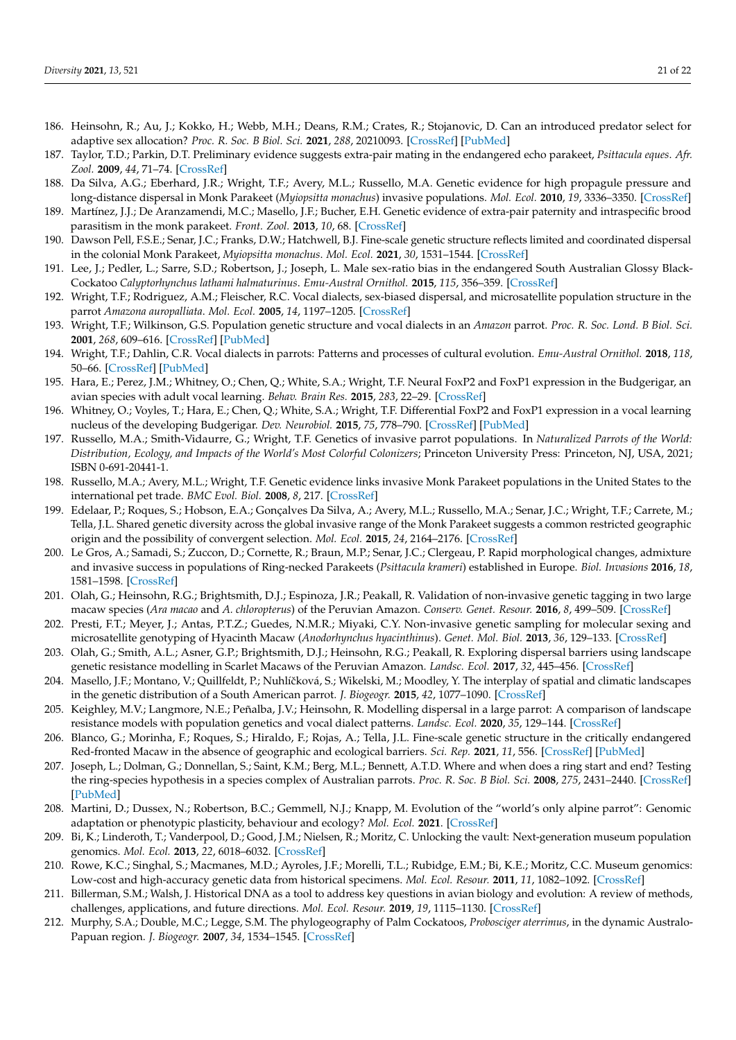186. Heinsohn, R.; Au, J.; Kokko, H.; Webb, M.H.; Deans, R.M.; Crates, R.; Stojanovic, D. Can an introduced predator select for adaptive sex allocation? *Proc. R. Soc. B Biol. Sci.* **2021**, *288*, 20210093. [CrossRef] [PubMed]
187. Taylor, T.D.; Parkin, D.T. Preliminary evidence suggests extra-pair mating in the endangered echo parakeet, *Psittacula eques*. *Afr. Zool.* **2009**, *44*, 71–74. [CrossRef]
188. Da Silva, A.G.; Eberhard, J.R.; Wright, T.F.; Avery, M.L.; Russello, M.A. Genetic evidence for high propagule pressure and long-distance dispersal in Monk Parakeet (*Myiopsitta monachus*) invasive populations. *Mol. Ecol.* **2010**, *19*, 3336–3350. [CrossRef]
189. Martínez, J.J.; De Aranzamendi, M.C.; Masello, J.F.; Bucher, E.H. Genetic evidence of extra-pair paternity and intraspecific brood parasitism in the monk parakeet. *Front. Zool.* **2013**, *10*, 68. [CrossRef]
190. Dawson Pell, F.S.E.; Senar, J.C.; Franks, D.W.; Hatchwell, B.J. Fine-scale genetic structure reflects limited and coordinated dispersal in the colonial Monk Parakeet, *Myiopsitta monachus*. *Mol. Ecol.* **2021**, *30*, 1531–1544. [CrossRef]
191. Lee, J.; Pedler, L.; Sarre, S.D.; Robertson, J.; Joseph, L. Male sex-ratio bias in the endangered South Australian Glossy Black-Cockatoo *Calyptorhynchus lathami halmaturinus*. *Emu-Austral Ornithol.* **2015**, *115*, 356–359. [CrossRef]
192. Wright, T.F.; Rodriguez, A.M.; Fleischer, R.C. Vocal dialects, sex-biased dispersal, and microsatellite population structure in the parrot *Amazona auropalliata*. *Mol. Ecol.* **2005**, *14*, 1197–1205. [CrossRef]
193. Wright, T.F.; Wilkinson, G.S. Population genetic structure and vocal dialects in an *Amazon* parrot. *Proc. R. Soc. Lond. B Biol. Sci.* **2001**, *268*, 609–616. [CrossRef] [PubMed]
194. Wright, T.F.; Dahlin, C.R. Vocal dialects in parrots: Patterns and processes of cultural evolution. *Emu-Austral Ornithol.* **2018**, *118*, 50–66. [CrossRef] [PubMed]
195. Hara, E.; Perez, J.M.; Whitney, O.; Chen, Q.; White, S.A.; Wright, T.F. Neural FoxP2 and FoxP1 expression in the Budgerigar, an avian species with adult vocal learning. *Behav. Brain Res.* **2015**, *283*, 22–29. [CrossRef]
196. Whitney, O.; Voyles, T.; Hara, E.; Chen, Q.; White, S.A.; Wright, T.F. Differential FoxP2 and FoxP1 expression in a vocal learning nucleus of the developing Budgerigar. *Dev. Neurobiol.* **2015**, *75*, 778–790. [CrossRef] [PubMed]
197. Russello, M.A.; Smith-Vidaurre, G.; Wright, T.F. Genetics of invasive parrot populations. In *Naturalized Parrots of the World: Distribution, Ecology, and Impacts of the World's Most Colorful Colonizers*; Princeton University Press: Princeton, NJ, USA, 2021; ISBN 0-691-20441-1.
198. Russello, M.A.; Avery, M.L.; Wright, T.F. Genetic evidence links invasive Monk Parakeet populations in the United States to the international pet trade. *BMC Evol. Biol.* **2008**, *8*, 217. [CrossRef]
199. Edelaar, P.; Roques, S.; Hobson, E.A.; Gonçalves Da Silva, A.; Avery, M.L.; Russello, M.A.; Senar, J.C.; Wright, T.F.; Carrete, M.; Tella, J.L. Shared genetic diversity across the global invasive range of the Monk Parakeet suggests a common restricted geographic origin and the possibility of convergent selection. *Mol. Ecol.* **2015**, *24*, 2164–2176. [CrossRef]
200. Le Gros, A.; Samadi, S.; Zuccon, D.; Cornette, R.; Braun, M.P.; Senar, J.C.; Clergeau, P. Rapid morphological changes, admixture and invasive success in populations of Ring-necked Parakeets (*Psittacula krameri*) established in Europe. *Biol. Invasions* **2016**, *18*, 1581–1598. [CrossRef]
201. Olah, G.; Heinsohn, R.G.; Brightsmith, D.J.; Espinoza, J.R.; Peakall, R. Validation of non-invasive genetic tagging in two large macaw species (*Ara macao* and *A. chloropterus*) of the Peruvian Amazon. *Conserv. Genet. Resour.* **2016**, *8*, 499–509. [CrossRef]
202. Presti, F.T.; Meyer, J.; Antas, P.T.Z.; Guedes, N.M.R.; Miyaki, C.Y. Non-invasive genetic sampling for molecular sexing and microsatellite genotyping of Hyacinth Macaw (*Anodorhynchus hyacinthinus*). *Genet. Mol. Biol.* **2013**, *36*, 129–133. [CrossRef]
203. Olah, G.; Smith, A.L.; Asner, G.P.; Brightsmith, D.J.; Heinsohn, R.G.; Peakall, R. Exploring dispersal barriers using landscape genetic resistance modelling in Scarlet Macaws of the Peruvian Amazon. *Landsc. Ecol.* **2017**, *32*, 445–456. [CrossRef]
204. Masello, J.F.; Montano, V.; Quillfeldt, P.; Nuhlíčková, S.; Wikelski, M.; Moodley, Y. The interplay of spatial and climatic landscapes in the genetic distribution of a South American parrot. *J. Biogeogr.* **2015**, *42*, 1077–1090. [CrossRef]
205. Keighley, M.V.; Langmore, N.E.; Peñalba, J.V.; Heinsohn, R. Modelling dispersal in a large parrot: A comparison of landscape resistance models with population genetics and vocal dialect patterns. *Landsc. Ecol.* **2020**, *35*, 129–144. [CrossRef]
206. Blanco, G.; Morinha, F.; Roques, S.; Hiraldo, F.; Rojas, A.; Tella, J.L. Fine-scale genetic structure in the critically endangered Red-fronted Macaw in the absence of geographic and ecological barriers. *Sci. Rep.* **2021**, *11*, 556. [CrossRef] [PubMed]
207. Joseph, L.; Dolman, G.; Donnellan, S.; Saint, K.M.; Berg, M.L.; Bennett, A.T.D. Where and when does a ring start and end? Testing the ring-species hypothesis in a species complex of Australian parrots. *Proc. R. Soc. B Biol. Sci.* **2008**, *275*, 2431–2440. [CrossRef] [PubMed]
208. Martini, D.; Dussex, N.; Robertson, B.C.; Gemmell, N.J.; Knapp, M. Evolution of the "world's only alpine parrot": Genomic adaptation or phenotypic plasticity, behaviour and ecology? *Mol. Ecol.* **2021**. [CrossRef]
209. Bi, K.; Linderoth, T.; Vanderpool, D.; Good, J.M.; Nielsen, R.; Moritz, C. Unlocking the vault: Next-generation museum population genomics. *Mol. Ecol.* **2013**, *22*, 6018–6032. [CrossRef]
210. Rowe, K.C.; Singhal, S.; Macmanes, M.D.; Ayroles, J.F.; Morelli, T.L.; Rubidge, E.M.; Bi, K.E.; Moritz, C.C. Museum genomics: Low-cost and high-accuracy genetic data from historical specimens. *Mol. Ecol. Resour.* **2011**, *11*, 1082–1092. [CrossRef]
211. Billerman, S.M.; Walsh, J. Historical DNA as a tool to address key questions in avian biology and evolution: A review of methods, challenges, applications, and future directions. *Mol. Ecol. Resour.* **2019**, *19*, 1115–1130. [CrossRef]
212. Murphy, S.A.; Double, M.C.; Legge, S.M. The phylogeography of Palm Cockatoos, *Probosciger aterrimus*, in the dynamic Australo-Papuan region. *J. Biogeogr.* **2007**, *34*, 1534–1545. [CrossRef]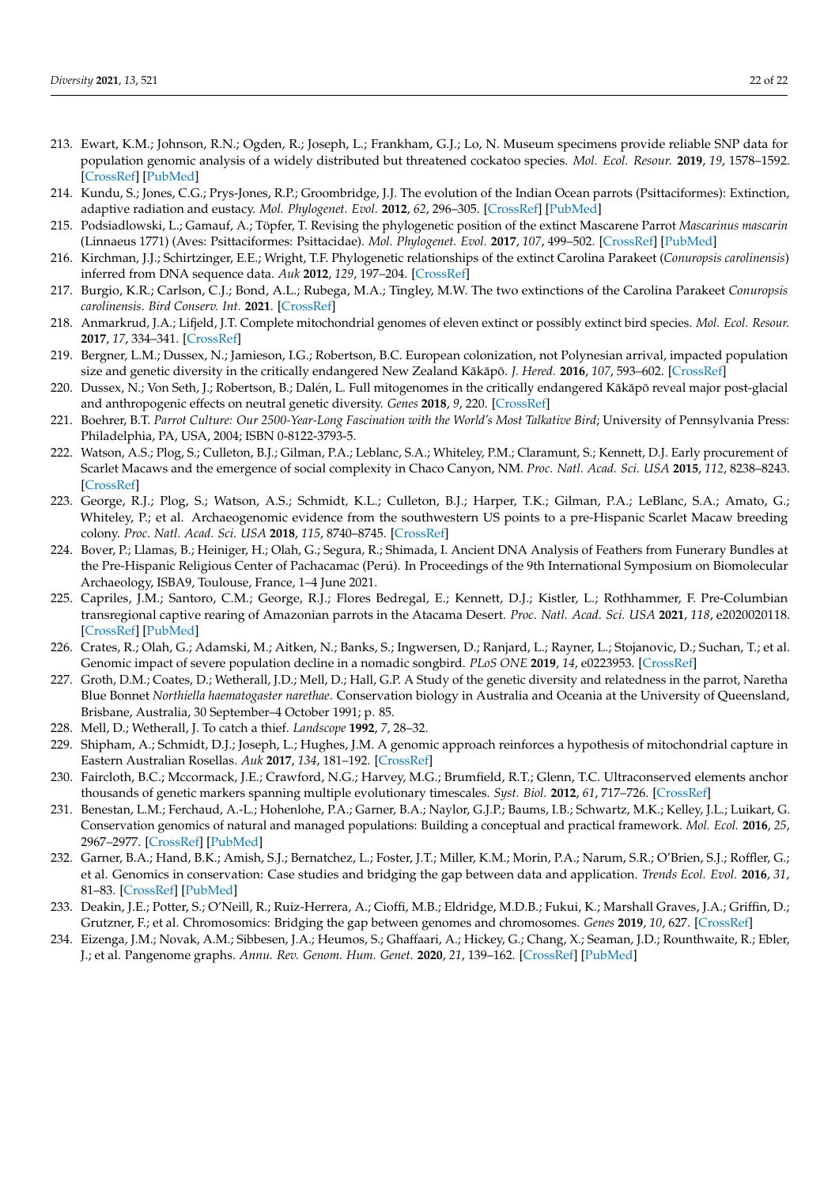213. Ewart, K.M.; Johnson, R.N.; Ogden, R.; Joseph, L.; Frankham, G.J.; Lo, N. Museum specimens provide reliable SNP data for population genomic analysis of a widely distributed but threatened cockatoo species. *Mol. Ecol. Resour.* **2019**, *19*, 1578–1592. [CrossRef] [PubMed]
214. Kundu, S.; Jones, C.G.; Prys-Jones, R.P.; Groombridge, J.J. The evolution of the Indian Ocean parrots (Psittaciformes): Extinction, adaptive radiation and eustacy. *Mol. Phylogenet. Evol.* **2012**, *62*, 296–305. [CrossRef] [PubMed]
215. Podsiadlowski, L.; Gamauf, A.; Töpfer, T. Revising the phylogenetic position of the extinct Mascarene Parrot *Mascarinus mascarin* (Linnaeus 1771) (Aves: Psittaciformes: Psittacidae). *Mol. Phylogenet. Evol.* **2017**, *107*, 499–502. [CrossRef] [PubMed]
216. Kirchman, J.J.; Schirtzinger, E.E.; Wright, T.F. Phylogenetic relationships of the extinct Carolina Parakeet (*Conuropsis carolinensis*) inferred from DNA sequence data. *Auk* **2012**, *129*, 197–204. [CrossRef]
217. Burgio, K.R.; Carlson, C.J.; Bond, A.L.; Rubega, M.A.; Tingley, M.W. The two extinctions of the Carolina Parakeet *Conuropsis carolinensis*. *Bird Conserv. Int.* **2021**. [CrossRef]
218. Anmarkrud, J.A.; Lifjeld, J.T. Complete mitochondrial genomes of eleven extinct or possibly extinct bird species. *Mol. Ecol. Resour.* **2017**, *17*, 334–341. [CrossRef]
219. Bergner, L.M.; Dussex, N.; Jamieson, I.G.; Robertson, B.C. European colonization, not Polynesian arrival, impacted population size and genetic diversity in the critically endangered New Zealand Kākāpō. *J. Hered.* **2016**, *107*, 593–602. [CrossRef]
220. Dussex, N.; Von Seth, J.; Robertson, B.; Dalén, L. Full mitogenomes in the critically endangered Kākāpō reveal major post-glacial and anthropogenic effects on neutral genetic diversity. *Genes* **2018**, *9*, 220. [CrossRef]
221. Boehrer, B.T. *Parrot Culture: Our 2500-Year-Long Fascination with the World's Most Talkative Bird*; University of Pennsylvania Press: Philadelphia, PA, USA, 2004; ISBN 0-8122-3793-5.
222. Watson, A.S.; Plog, S.; Culleton, B.J.; Gilman, P.A.; Leblanc, S.A.; Whiteley, P.M.; Claramunt, S.; Kennett, D.J. Early procurement of Scarlet Macaws and the emergence of social complexity in Chaco Canyon, NM. *Proc. Natl. Acad. Sci. USA* **2015**, *112*, 8238–8243. [CrossRef]
223. George, R.J.; Plog, S.; Watson, A.S.; Schmidt, K.L.; Culleton, B.J.; Harper, T.K.; Gilman, P.A.; LeBlanc, S.A.; Amato, G.; Whiteley, P.; et al. Archaeogenomic evidence from the southwestern US points to a pre-Hispanic Scarlet Macaw breeding colony. *Proc. Natl. Acad. Sci. USA* **2018**, *115*, 8740–8745. [CrossRef]
224. Bover, P.; Llamas, B.; Heiniger, H.; Olah, G.; Segura, R.; Shimada, I. Ancient DNA Analysis of Feathers from Funerary Bundles at the Pre-Hispanic Religious Center of Pachacamac (Perú). In Proceedings of the 9th International Symposium on Biomolecular Archaeology, ISBA9, Toulouse, France, 1–4 June 2021.
225. Capriles, J.M.; Santoro, C.M.; George, R.J.; Flores Bedregal, E.; Kennett, D.J.; Kistler, L.; Rothhammer, F. Pre-Columbian transregional captive rearing of Amazonian parrots in the Atacama Desert. *Proc. Natl. Acad. Sci. USA* **2021**, *118*, e2020020118. [CrossRef] [PubMed]
226. Crates, R.; Olah, G.; Adamski, M.; Aitken, N.; Banks, S.; Ingwersen, D.; Ranjard, L.; Rayner, L.; Stojanovic, D.; Suchan, T.; et al. Genomic impact of severe population decline in a nomadic songbird. *PLoS ONE* **2019**, *14*, e0223953. [CrossRef]
227. Groth, D.M.; Coates, D.; Wetherall, J.D.; Mell, D.; Hall, G.P. A Study of the genetic diversity and relatedness in the parrot, Naretha Blue Bonnet *Northiella haematogaster narethae*. Conservation biology in Australia and Oceania at the University of Queensland, Brisbane, Australia, 30 September–4 October 1991; p. 85.
228. Mell, D.; Wetherall, J. To catch a thief. *Landscope* **1992**, *7*, 28–32.
229. Shipham, A.; Schmidt, D.J.; Joseph, L.; Hughes, J.M. A genomic approach reinforces a hypothesis of mitochondrial capture in Eastern Australian Rosellas. *Auk* **2017**, *134*, 181–192. [CrossRef]
230. Faircloth, B.C.; Mccormack, J.E.; Crawford, N.G.; Harvey, M.G.; Brumfield, R.T.; Glenn, T.C. Ultraconserved elements anchor thousands of genetic markers spanning multiple evolutionary timescales. *Syst. Biol.* **2012**, *61*, 717–726. [CrossRef]
231. Benestan, L.M.; Ferchaud, A.-L.; Hohenlohe, P.A.; Garner, B.A.; Naylor, G.J.P.; Baums, I.B.; Schwartz, M.K.; Kelley, J.L.; Luikart, G. Conservation genomics of natural and managed populations: Building a conceptual and practical framework. *Mol. Ecol.* **2016**, *25*, 2967–2977. [CrossRef] [PubMed]
232. Garner, B.A.; Hand, B.K.; Amish, S.J.; Bernatchez, L.; Foster, J.T.; Miller, K.M.; Morin, P.A.; Narum, S.R.; O'Brien, S.J.; Roffler, G.; et al. Genomics in conservation: Case studies and bridging the gap between data and application. *Trends Ecol. Evol.* **2016**, *31*, 81–83. [CrossRef] [PubMed]
233. Deakin, J.E.; Potter, S.; O'Neill, R.; Ruiz-Herrera, A.; Cioffi, M.B.; Eldridge, M.D.B.; Fukui, K.; Marshall Graves, J.A.; Griffin, D.; Grutzner, F.; et al. Chromosomics: Bridging the gap between genomes and chromosomes. *Genes* **2019**, *10*, 627. [CrossRef]
234. Eizenga, J.M.; Novak, A.M.; Sibbesen, J.A.; Heumos, S.; Ghaffaari, A.; Hickey, G.; Chang, X.; Seaman, J.D.; Rounthwaite, R.; Ebler, J.; et al. Pangenome graphs. *Annu. Rev. Genom. Hum. Genet.* **2020**, *21*, 139–162. [CrossRef] [PubMed]